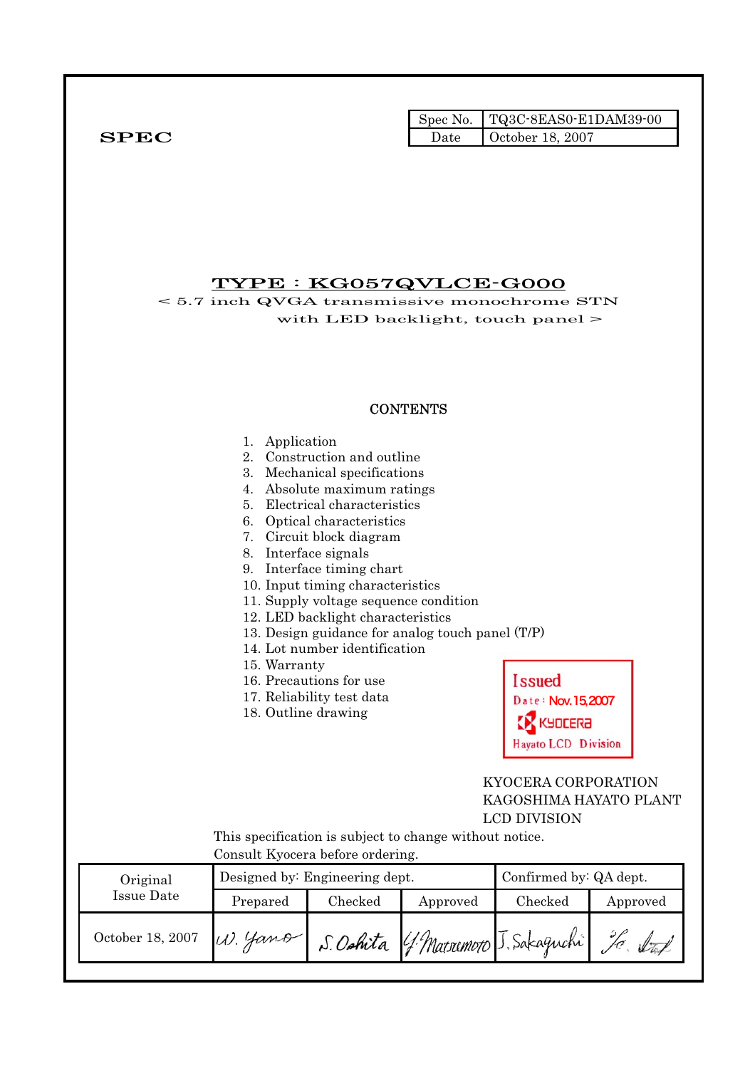**SPEC**

| Spec No. | TQ3C-8EAS0-E1DAM39-00 |
|---|---|
| Date | October 18, 2007 |

# TYPE : KG057QVLCE-G000

< 5.7 inch QVGA transmissive monochrome STN with LED backlight, touch panel >

## CONTENTS

1. Application
2. Construction and outline
3. Mechanical specifications
4. Absolute maximum ratings
5. Electrical characteristics
6. Optical characteristics
7. Circuit block diagram
8. Interface signals
9. Interface timing chart
10. Input timing characteristics
11. Supply voltage sequence condition
12. LED backlight characteristics
13. Design guidance for analog touch panel (T/P)
14. Lot number identification
15. Warranty
16. Precautions for use
17. Reliability test data
18. Outline drawing

Issued
Date : Nov. 15,2007
KYOCERA
Hayato LCD Division

KYOCERA CORPORATION
KAGOSHIMA HAYATO PLANT
LCD DIVISION

This specification is subject to change without notice.
Consult Kyocera before ordering.

| Original Issue Date | Designed by: Engineering dept. | | | Confirmed by: QA dept. | |
|---|---|---|---|---|---|
| | Prepared | Checked | Approved | Checked | Approved |
| October 18, 2007 | W. Yano | S. Oshita | Y. Matsumoto | J. Sakaguchi | |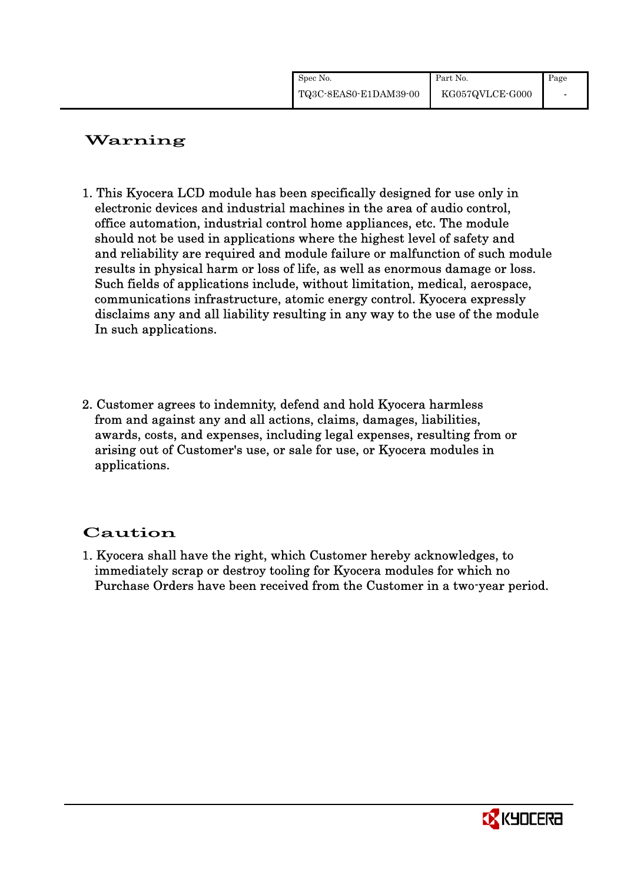# Warning

1. This Kyocera LCD module has been specifically designed for use only in electronic devices and industrial machines in the area of audio control, office automation, industrial control home appliances, etc. The module should not be used in applications where the highest level of safety and and reliability are required and module failure or malfunction of such module results in physical harm or loss of life, as well as enormous damage or loss. Such fields of applications include, without limitation, medical, aerospace, communications infrastructure, atomic energy control. Kyocera expressly disclaims any and all liability resulting in any way to the use of the module In such applications.

2. Customer agrees to indemnity, defend and hold Kyocera harmless from and against any and all actions, claims, damages, liabilities, awards, costs, and expenses, including legal expenses, resulting from or arising out of Customer's use, or sale for use, or Kyocera modules in applications.

# Caution

1. Kyocera shall have the right, which Customer hereby acknowledges, to immediately scrap or destroy tooling for Kyocera modules for which no Purchase Orders have been received from the Customer in a two-year period.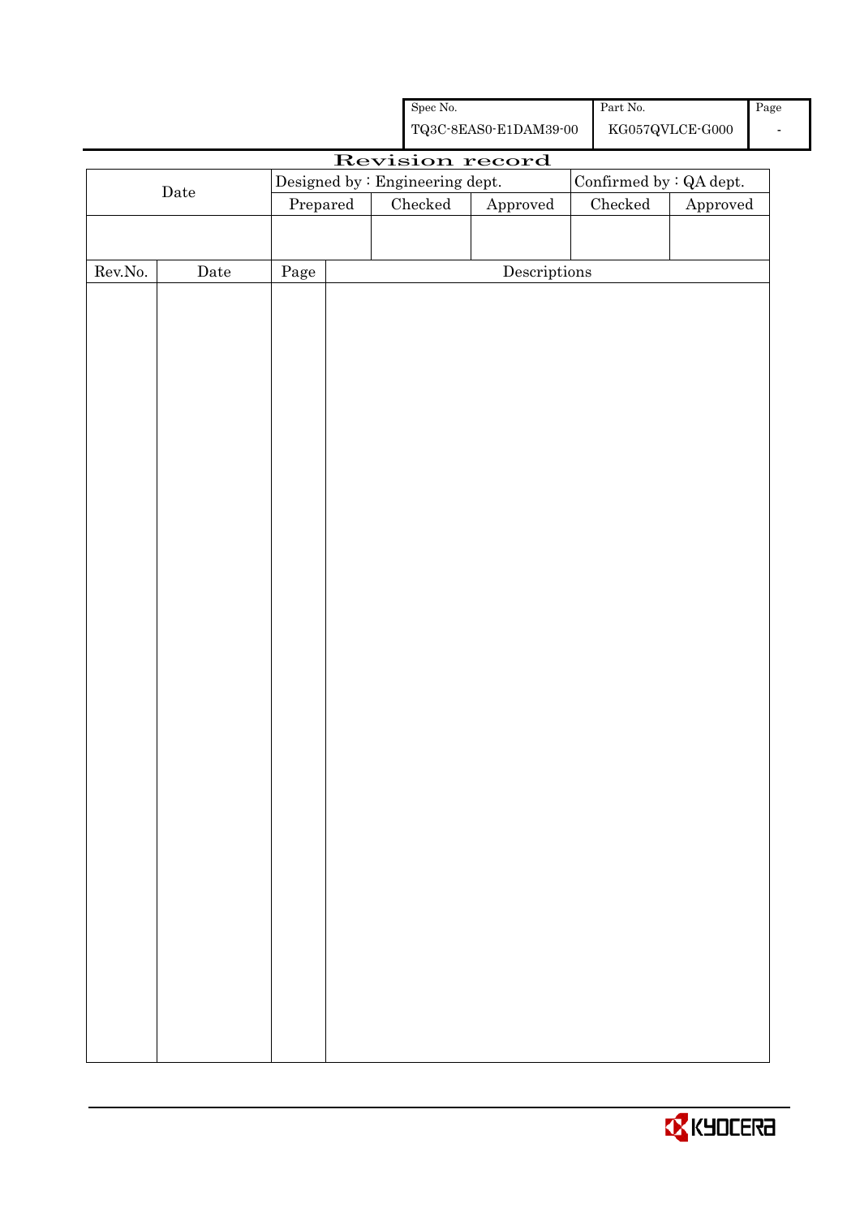| Spec No. | Part No. | Page |
| --- | --- | --- |
| TQ3C-8EAS0-E1DAM39-00 | KG057QVLCE-G000 | - |

# Revision record

| Date | Designed by : Engineering dept. | | | Confirmed by : QA dept. | |
| --- | --- | --- | --- | --- | --- |
| | Prepared | Checked | Approved | Checked | Approved |
| | | | | | |

| Rev.No. | Date | Page | Descriptions |
| --- | --- | --- | --- |
| | | | |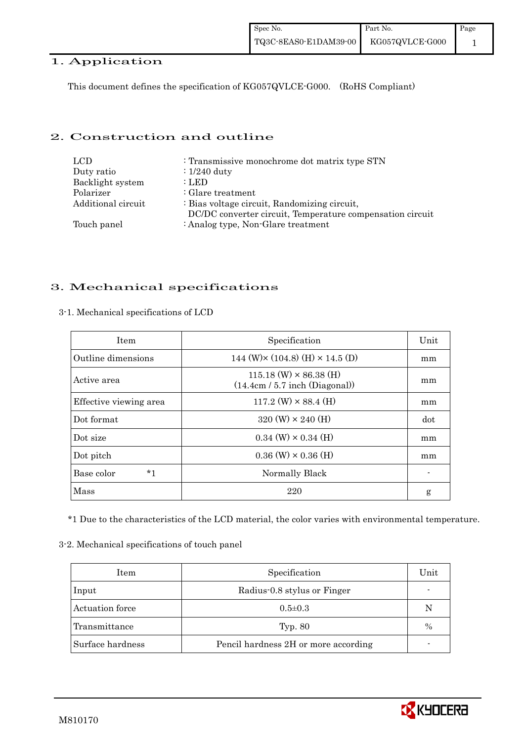## 1. Application

This document defines the specification of KG057QVLCE-G000. (RoHS Compliant)

## 2. Construction and outline

| | |
|---|---|
| LCD | : Transmissive monochrome dot matrix type STN |
| Duty ratio | : 1/240 duty |
| Backlight system | : LED |
| Polarizer | : Glare treatment |
| Additional circuit | : Bias voltage circuit, Randomizing circuit, DC/DC converter circuit, Temperature compensation circuit |
| Touch panel | : Analog type, Non-Glare treatment |

## 3. Mechanical specifications

### 3-1. Mechanical specifications of LCD

| Item | Specification | Unit |
|---|---|---|
| Outline dimensions | 144 (W)× (104.8) (H) × 14.5 (D) | mm |
| Active area | 115.18 (W) × 86.38 (H) (14.4cm / 5.7 inch (Diagonal)) | mm |
| Effective viewing area | 117.2 (W) × 88.4 (H) | mm |
| Dot format | 320 (W) × 240 (H) | dot |
| Dot size | 0.34 (W) × 0.34 (H) | mm |
| Dot pitch | 0.36 (W) × 0.36 (H) | mm |
| Base color *1 | Normally Black | - |
| Mass | 220 | g |

*1 Due to the characteristics of the LCD material, the color varies with environmental temperature.

### 3-2. Mechanical specifications of touch panel

| Item | Specification | Unit |
|---|---|---|
| Input | Radius-0.8 stylus or Finger | - |
| Actuation force | 0.5±0.3 | N |
| Transmittance | Typ. 80 | % |
| Surface hardness | Pencil hardness 2H or more according | - |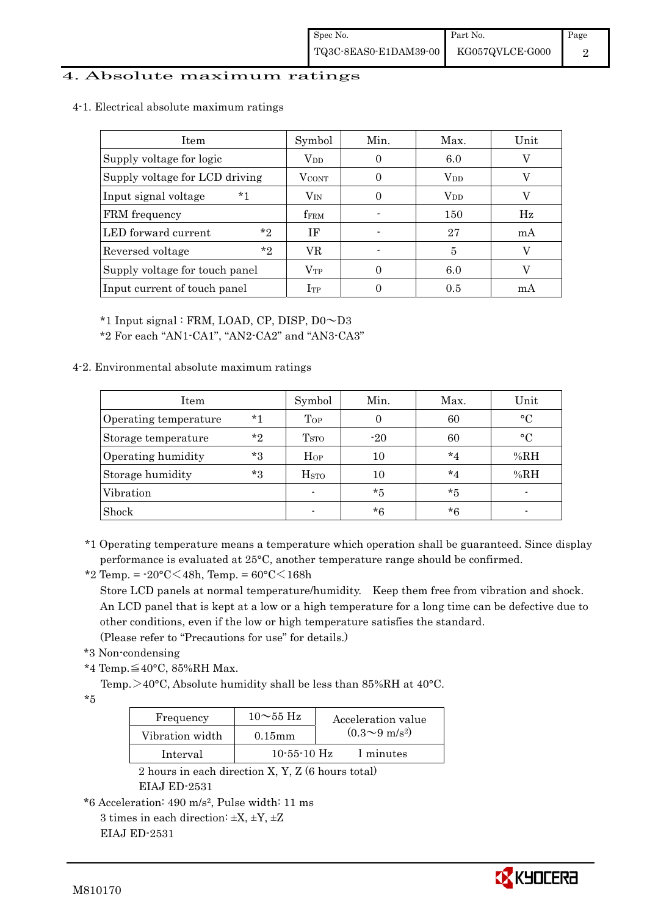# 4. Absolute maximum ratings

## 4-1. Electrical absolute maximum ratings

| Item | Symbol | Min. | Max. | Unit |
|---|---|---|---|---|
| Supply voltage for logic | $V_{DD}$ | 0 | 6.0 | V |
| Supply voltage for LCD driving | $V_{CONT}$ | 0 | $V_{DD}$ | V |
| Input signal voltage *1 | $V_{IN}$ | 0 | $V_{DD}$ | V |
| FRM frequency | $f_{FRM}$ | - | 150 | Hz |
| LED forward current *2 | IF | - | 27 | mA |
| Reversed voltage *2 | VR | - | 5 | V |
| Supply voltage for touch panel | $V_{TP}$ | 0 | 6.0 | V |
| Input current of touch panel | $I_{TP}$ | 0 | 0.5 | mA |

*1 Input signal : FRM, LOAD, CP, DISP, D0～D3

*2 For each "AN1-CA1", "AN2-CA2" and "AN3-CA3"

## 4-2. Environmental absolute maximum ratings

| Item | Symbol | Min. | Max. | Unit |
|---|---|---|---|---|
| Operating temperature *1 | $T_{OP}$ | 0 | 60 | °C |
| Storage temperature *2 | $T_{STO}$ | -20 | 60 | °C |
| Operating humidity *3 | $H_{OP}$ | 10 | *4 | %RH |
| Storage humidity *3 | $H_{STO}$ | 10 | *4 | %RH |
| Vibration | - | *5 | *5 | - |
| Shock | - | *6 | *6 | - |

*1 Operating temperature means a temperature which operation shall be guaranteed. Since display performance is evaluated at 25°C, another temperature range should be confirmed.

*2 Temp. = -20°C＜48h, Temp. = 60°C＜168h

Store LCD panels at normal temperature/humidity. Keep them free from vibration and shock. An LCD panel that is kept at a low or a high temperature for a long time can be defective due to other conditions, even if the low or high temperature satisfies the standard. (Please refer to "Precautions for use" for details.)

*3 Non-condensing

*4 Temp.≦40°C, 85%RH Max.

Temp.＞40°C, Absolute humidity shall be less than 85%RH at 40°C.

*5

| Frequency | 10～55 Hz | Acceleration value ($0.3$～$9\ m/s^2$) |
|---|---|---|
| Vibration width | 0.15mm | |
| Interval | 10-55-10 Hz | 1 minutes |

2 hours in each direction X, Y, Z (6 hours total)
EIAJ ED-2531

*6 Acceleration: 490 $m/s^2$, Pulse width: 11 ms
3 times in each direction: ±X, ±Y, ±Z
EIAJ ED-2531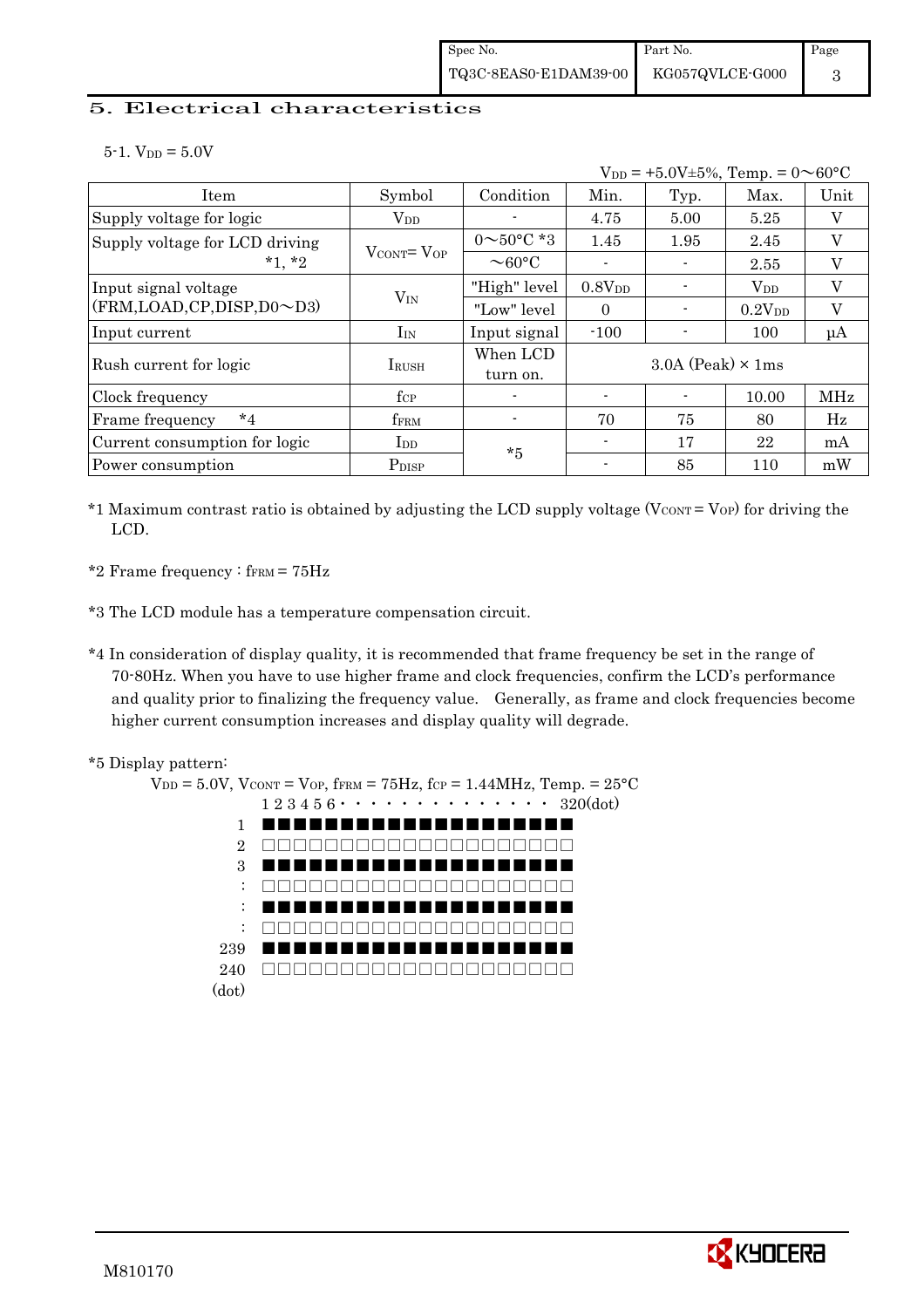## 5. Electrical characteristics

5-1. $V_{DD}$ = 5.0V

$V_{DD}$ = +5.0V±5%, Temp. = 0～60°C

| Item | Symbol | Condition | Min. | Typ. | Max. | Unit |
|---|---|---|---|---|---|---|
| Supply voltage for logic | $V_{DD}$ | - | 4.75 | 5.00 | 5.25 | V |
| Supply voltage for LCD driving *1, *2 | $V_{CONT}$= $V_{OP}$ | 0～50°C *3 | 1.45 | 1.95 | 2.45 | V |
| | | ～60°C | - | - | 2.55 | V |
| Input signal voltage (FRM,LOAD,CP,DISP,D0～D3) | $V_{IN}$ | "High" level | 0.8$V_{DD}$ | - | $V_{DD}$ | V |
| | | "Low" level | 0 | - | 0.2$V_{DD}$ | V |
| Input current | $I_{IN}$ | Input signal | -100 | - | 100 | μA |
| Rush current for logic | $I_{RUSH}$ | When LCD turn on. | 3.0A (Peak) × 1ms | | | |
| Clock frequency | $f_{CP}$ | - | - | - | 10.00 | MHz |
| Frame frequency *4 | $f_{FRM}$ | - | 70 | 75 | 80 | Hz |
| Current consumption for logic | $I_{DD}$ | *5 | - | 17 | 22 | mA |
| Power consumption | $P_{DISP}$ | | - | 85 | 110 | mW |

*1 Maximum contrast ratio is obtained by adjusting the LCD supply voltage ($V_{CONT}$ = $V_{OP}$) for driving the LCD.

*2 Frame frequency : $f_{FRM}$ = 75Hz

*3 The LCD module has a temperature compensation circuit.

*4 In consideration of display quality, it is recommended that frame frequency be set in the range of 70-80Hz. When you have to use higher frame and clock frequencies, confirm the LCD's performance and quality prior to finalizing the frequency value. Generally, as frame and clock frequencies become higher current consumption increases and display quality will degrade.

*5 Display pattern:

$V_{DD}$ = 5.0V, $V_{CONT}$ = $V_{OP}$, $f_{FRM}$ = 75Hz, $f_{CP}$ = 1.44MHz, Temp. = 25°C

```
      1 2 3 4 5 6 · · · · · · · · · · · · · ·  320(dot)
  1   ■■■■■■■■■■■■■■■■■■■■■
  2   □□□□□□□□□□□□□□□□□□□□□
  3   ■■■■■■■■■■■■■■■■■■■■■
  :   □□□□□□□□□□□□□□□□□□□□□
  :   ■■■■■■■■■■■■■■■■■■■■■
  :   □□□□□□□□□□□□□□□□□□□□□
239   ■■■■■■■■■■■■■■■■■■■■■
240   □□□□□□□□□□□□□□□□□□□□□
(dot)
```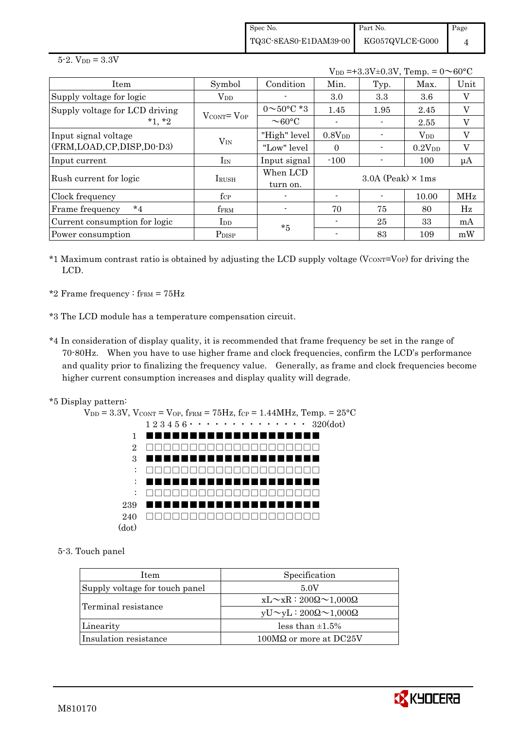5-2. $V_{DD}$ = 3.3V

$V_{DD}$ =+3.3V±0.3V, Temp. = 0～60°C

| Item | Symbol | Condition | Min. | Typ. | Max. | Unit |
|---|---|---|---|---|---|---|
| Supply voltage for logic | $V_{DD}$ | - | 3.0 | 3.3 | 3.6 | V |
| Supply voltage for LCD driving *1, *2 | $V_{CONT}$= $V_{OP}$ | 0～50°C *3 | 1.45 | 1.95 | 2.45 | V |
| | | ～60°C | - | - | 2.55 | V |
| Input signal voltage (FRM,LOAD,CP,DISP,D0-D3) | $V_{IN}$ | "High" level | 0.8$V_{DD}$ | - | $V_{DD}$ | V |
| | | "Low" level | 0 | - | 0.2$V_{DD}$ | V |
| Input current | $I_{IN}$ | Input signal | -100 | - | 100 | μA |
| Rush current for logic | $I_{RUSH}$ | When LCD turn on. | 3.0A (Peak) × 1ms | | | |
| Clock frequency | $f_{CP}$ | - | - | - | 10.00 | MHz |
| Frame frequency *4 | $f_{FRM}$ | - | 70 | 75 | 80 | Hz |
| Current consumption for logic | $I_{DD}$ | *5 | - | 25 | 33 | mA |
| Power consumption | $P_{DISP}$ | | - | 83 | 109 | mW |

*1 Maximum contrast ratio is obtained by adjusting the LCD supply voltage ($V_{CONT}$=$V_{OP}$) for driving the LCD.

*2 Frame frequency : $f_{FRM}$ = 75Hz

*3 The LCD module has a temperature compensation circuit.

*4 In consideration of display quality, it is recommended that frame frequency be set in the range of 70-80Hz. When you have to use higher frame and clock frequencies, confirm the LCD's performance and quality prior to finalizing the frequency value. Generally, as frame and clock frequencies become higher current consumption increases and display quality will degrade.

*5 Display pattern:

$V_{DD}$ = 3.3V, $V_{CONT}$ = $V_{OP}$, $f_{FRM}$ = 75Hz, $f_{CP}$ = 1.44MHz, Temp. = 25°C

```
      1 2 3 4 5 6 · · · · · · · · · · · · · · · 320(dot)
  1   ■■■■■■■■■■■■■■■■■■■■
  2   □□□□□□□□□□□□□□□□□□□□
  3   ■■■■■■■■■■■■■■■■■■■■
  :   □□□□□□□□□□□□□□□□□□□□
  :   ■■■■■■■■■■■■■■■■■■■■
  :   □□□□□□□□□□□□□□□□□□□□
239   ■■■■■■■■■■■■■■■■■■■■
240   □□□□□□□□□□□□□□□□□□□□
(dot)
```

5-3. Touch panel

| Item | Specification |
|---|---|
| Supply voltage for touch panel | 5.0V |
| Terminal resistance | xL～xR : 200Ω～1,000Ω |
| | yU～yL : 200Ω～1,000Ω |
| Linearity | less than ±1.5% |
| Insulation resistance | 100MΩ or more at DC25V |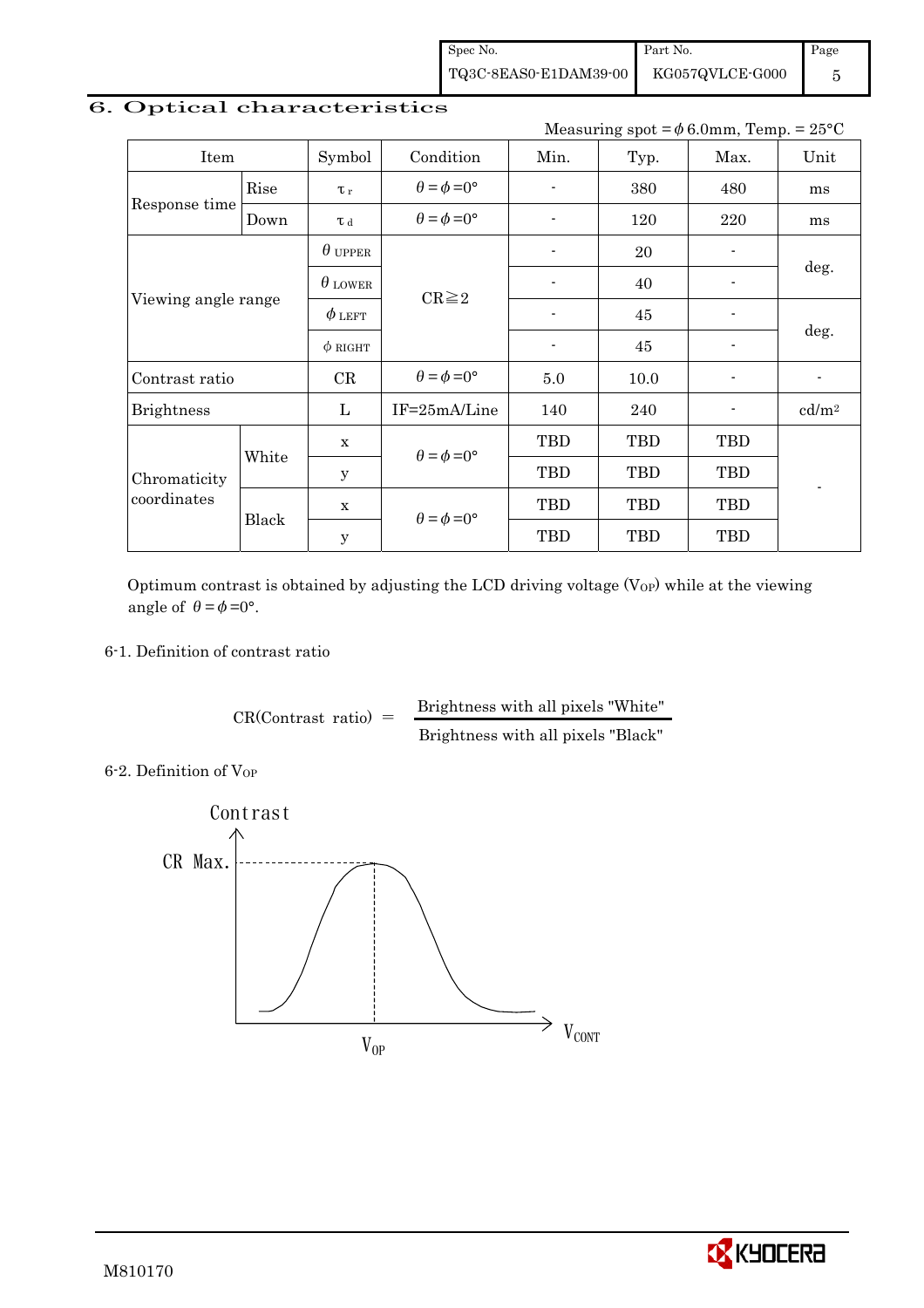## 6. Optical characteristics

Measuring spot = $\phi$ 6.0mm, Temp. = 25°C

| Item | | Symbol | Condition | Min. | Typ. | Max. | Unit |
|---|---|---|---|---|---|---|---|
| Response time | Rise | $\tau_r$ | $\theta=\phi=0°$ | - | 380 | 480 | ms |
| | Down | $\tau_d$ | $\theta=\phi=0°$ | - | 120 | 220 | ms |
| Viewing angle range | | $\theta_{UPPER}$ | CR≧2 | - | 20 | - | deg. |
| | | $\theta_{LOWER}$ | | - | 40 | - | |
| | | $\phi_{LEFT}$ | | - | 45 | - | deg. |
| | | $\phi_{RIGHT}$ | | - | 45 | - | |
| Contrast ratio | | CR | $\theta=\phi=0°$ | 5.0 | 10.0 | - | - |
| Brightness | | L | IF=25mA/Line | 140 | 240 | - | cd/m² |
| Chromaticity coordinates | White | x | $\theta=\phi=0°$ | TBD | TBD | TBD | - |
| | | y | | TBD | TBD | TBD | |
| | Black | x | $\theta=\phi=0°$ | TBD | TBD | TBD | |
| | | y | | TBD | TBD | TBD | |

Optimum contrast is obtained by adjusting the LCD driving voltage ($V_{OP}$) while at the viewing angle of $\theta=\phi=0°$.

### 6-1. Definition of contrast ratio

$$\text{CR(Contrast ratio)} = \frac{\text{Brightness with all pixels "White"}}{\text{Brightness with all pixels "Black"}}$$

### 6-2. Definition of $V_{OP}$

Contrast

CR Max.

$V_{OP}$

$V_{CONT}$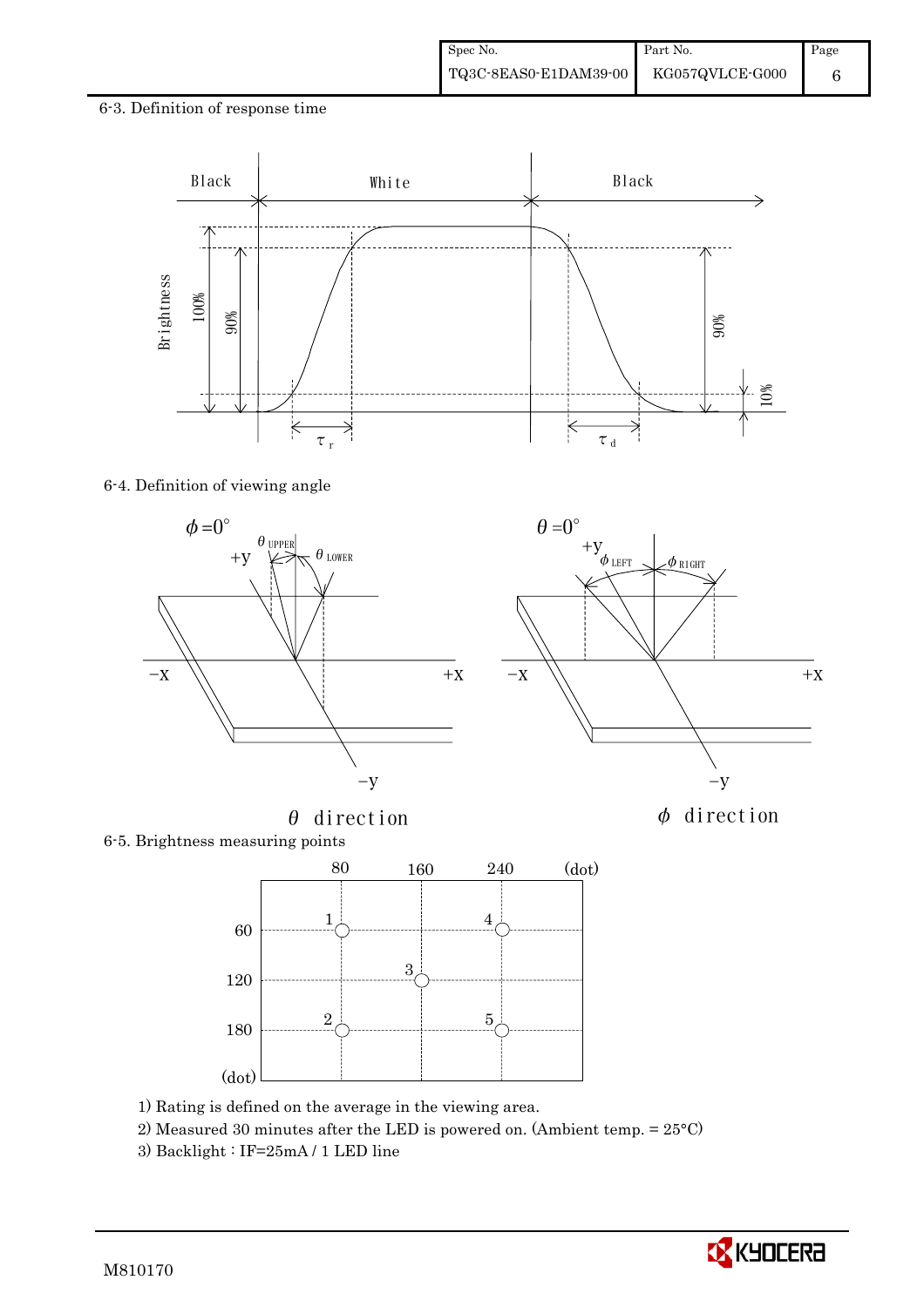6-3. Definition of response time

6-4. Definition of viewing angle

6-5. Brightness measuring points

1) Rating is defined on the average in the viewing area.

2) Measured 30 minutes after the LED is powered on. (Ambient temp. = 25°C)

3) Backlight : IF=25mA / 1 LED line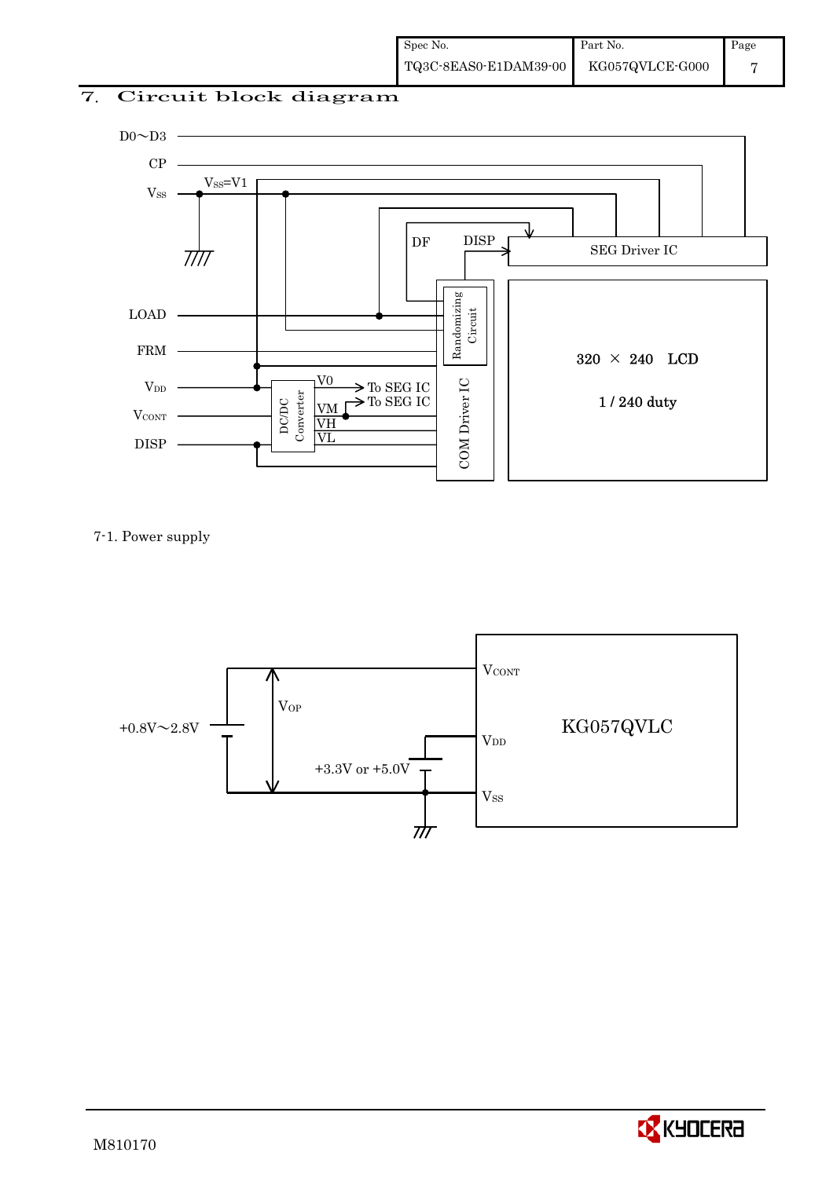## 7. Circuit block diagram

D0～D3

CP

$V_{SS}$ — $V_{SS}$=V1

DF — DISP — SEG Driver IC

LOAD — Randomizing Circuit

FRM — 320 × 240 LCD

1 / 240 duty

$V_{DD}$ — DC/DC Converter — V0 → To SEG IC

$V_{CONT}$ — VM → To SEG IC, VH, VL

DISP — COM Driver IC

7-1. Power supply

+0.8V～2.8V — $V_{OP}$ — $V_{CONT}$

+3.3V or +5.0V — $V_{DD}$

$V_{SS}$

KG057QVLC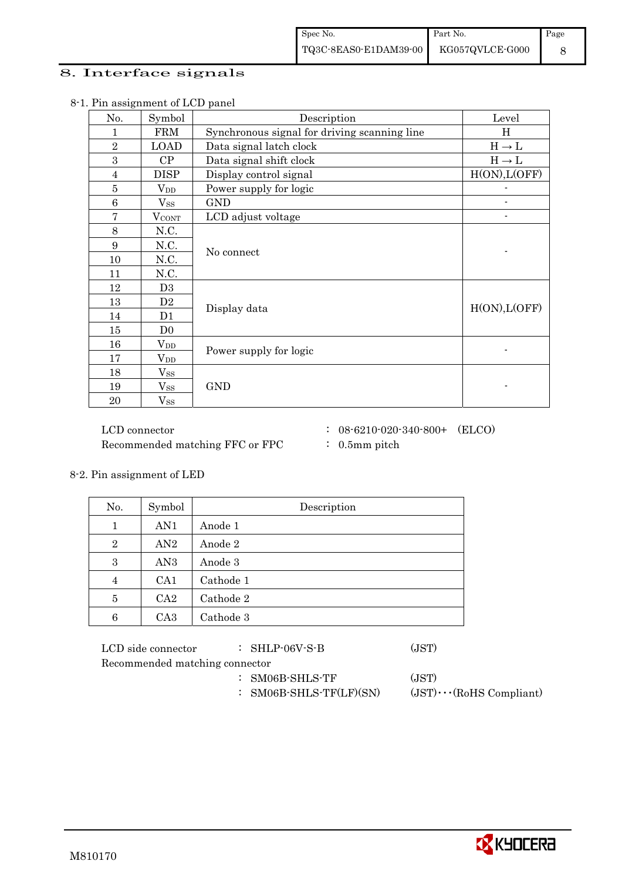# 8. Interface signals

8-1. Pin assignment of LCD panel

| No. | Symbol | Description | Level |
|---|---|---|---|
| 1 | FRM | Synchronous signal for driving scanning line | H |
| 2 | LOAD | Data signal latch clock | H → L |
| 3 | CP | Data signal shift clock | H → L |
| 4 | DISP | Display control signal | H(ON),L(OFF) |
| 5 | $V_{DD}$ | Power supply for logic | - |
| 6 | $V_{SS}$ | GND | - |
| 7 | $V_{CONT}$ | LCD adjust voltage | - |
| 8 | N.C. | No connect | - |
| 9 | N.C. | | |
| 10 | N.C. | | |
| 11 | N.C. | | |
| 12 | D3 | Display data | H(ON),L(OFF) |
| 13 | D2 | | |
| 14 | D1 | | |
| 15 | D0 | | |
| 16 | $V_{DD}$ | Power supply for logic | - |
| 17 | $V_{DD}$ | | |
| 18 | $V_{SS}$ | GND | - |
| 19 | $V_{SS}$ | | |
| 20 | $V_{SS}$ | | |

LCD connector : 08-6210-020-340-800+ (ELCO)
Recommended matching FFC or FPC : 0.5mm pitch

8-2. Pin assignment of LED

| No. | Symbol | Description |
|---|---|---|
| 1 | AN1 | Anode 1 |
| 2 | AN2 | Anode 2 |
| 3 | AN3 | Anode 3 |
| 4 | CA1 | Cathode 1 |
| 5 | CA2 | Cathode 2 |
| 6 | CA3 | Cathode 3 |

LCD side connector : SHLP-06V-S-B (JST)
Recommended matching connector
: SM06B-SHLS-TF (JST)
: SM06B-SHLS-TF(LF)(SN) (JST)···(RoHS Compliant)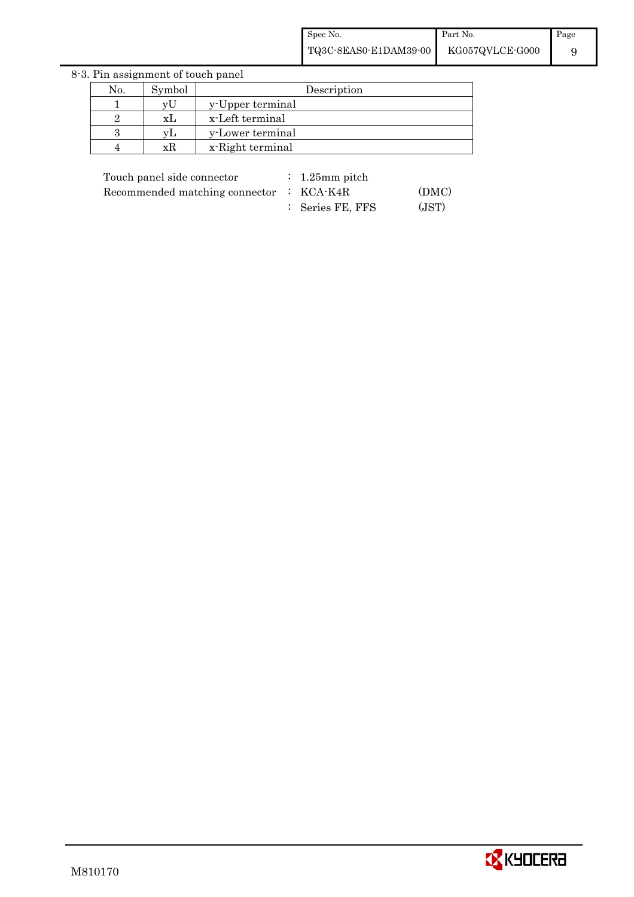## 8-3. Pin assignment of touch panel

| No. | Symbol | Description |
|---|---|---|
| 1 | yU | y-Upper terminal |
| 2 | xL | x-Left terminal |
| 3 | yL | y-Lower terminal |
| 4 | xR | x-Right terminal |

| | | | |
|---|---|---|---|
| Touch panel side connector | : | 1.25mm pitch | |
| Recommended matching connector | : | KCA-K4R | (DMC) |
| | : | Series FE, FFS | (JST) |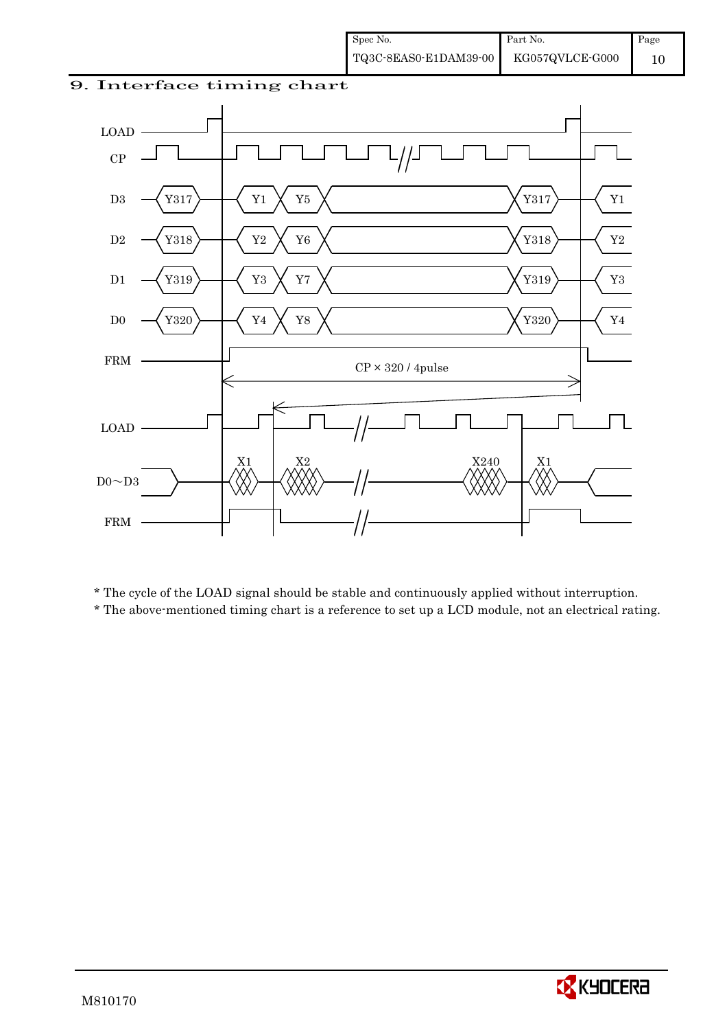# 9. Interface timing chart

LOAD

CP

D3 Y317 Y1 Y5 Y317 Y1

D2 Y318 Y2 Y6 Y318 Y2

D1 Y319 Y3 Y7 Y319 Y3

D0 Y320 Y4 Y8 Y320 Y4

FRM

CP × 320 / 4pulse

LOAD

D0～D3 X1 X2 X240 X1

FRM

\* The cycle of the LOAD signal should be stable and continuously applied without interruption.

\* The above-mentioned timing chart is a reference to set up a LCD module, not an electrical rating.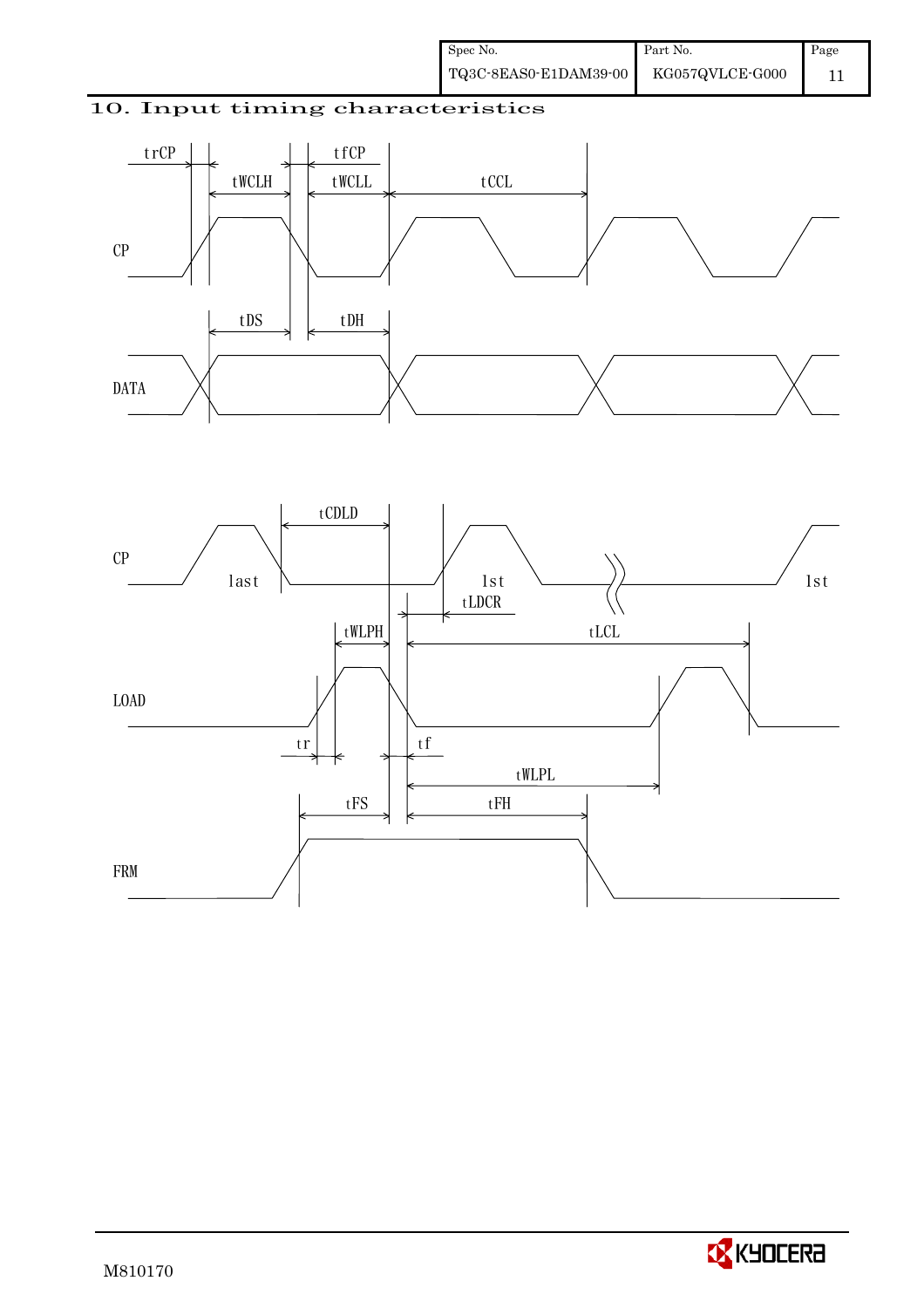## 10. Input timing characteristics

trCP tfCP tWCLH tWCLL tCCL

CP

tDS tDH

DATA

tCDLD

CP last 1st 1st

tLDCR

tWLPH tLCL

LOAD

tr tf

tWLPL

tFS tFH

FRM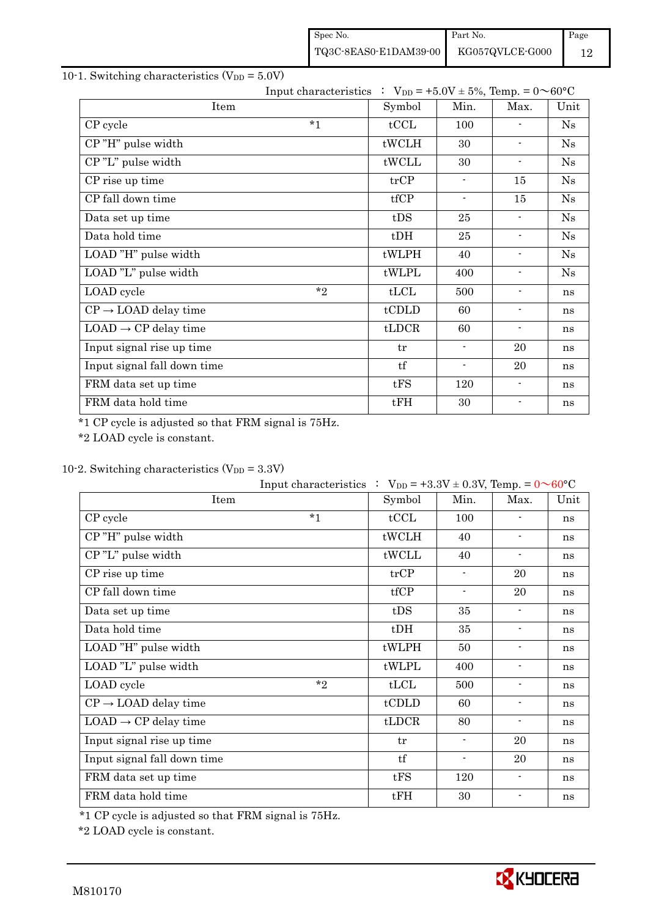## 10-1. Switching characteristics ($V_{DD}$ = 5.0V)

Input characteristics ： $V_{DD}$ = +5.0V ± 5%, Temp. = 0～60°C

| Item | | Symbol | Min. | Max. | Unit |
|---|---|---|---|---|---|
| CP cycle | *1 | tCCL | 100 | - | Ns |
| CP "H" pulse width | | tWCLH | 30 | - | Ns |
| CP "L" pulse width | | tWCLL | 30 | - | Ns |
| CP rise up time | | trCP | - | 15 | Ns |
| CP fall down time | | tfCP | - | 15 | Ns |
| Data set up time | | tDS | 25 | - | Ns |
| Data hold time | | tDH | 25 | - | Ns |
| LOAD "H" pulse width | | tWLPH | 40 | - | Ns |
| LOAD "L" pulse width | | tWLPL | 400 | - | Ns |
| LOAD cycle | *2 | tLCL | 500 | - | ns |
| CP → LOAD delay time | | tCDLD | 60 | - | ns |
| LOAD → CP delay time | | tLDCR | 60 | - | ns |
| Input signal rise up time | | tr | - | 20 | ns |
| Input signal fall down time | | tf | - | 20 | ns |
| FRM data set up time | | tFS | 120 | - | ns |
| FRM data hold time | | tFH | 30 | - | ns |

*1 CP cycle is adjusted so that FRM signal is 75Hz.

*2 LOAD cycle is constant.

## 10-2. Switching characteristics ($V_{DD}$ = 3.3V)

Input characteristics ： $V_{DD}$ = +3.3V ± 0.3V, Temp. = 0～60°C

| Item | | Symbol | Min. | Max. | Unit |
|---|---|---|---|---|---|
| CP cycle | *1 | tCCL | 100 | - | ns |
| CP "H" pulse width | | tWCLH | 40 | - | ns |
| CP "L" pulse width | | tWCLL | 40 | - | ns |
| CP rise up time | | trCP | - | 20 | ns |
| CP fall down time | | tfCP | - | 20 | ns |
| Data set up time | | tDS | 35 | - | ns |
| Data hold time | | tDH | 35 | - | ns |
| LOAD "H" pulse width | | tWLPH | 50 | - | ns |
| LOAD "L" pulse width | | tWLPL | 400 | - | ns |
| LOAD cycle | *2 | tLCL | 500 | - | ns |
| CP → LOAD delay time | | tCDLD | 60 | - | ns |
| LOAD → CP delay time | | tLDCR | 80 | - | ns |
| Input signal rise up time | | tr | - | 20 | ns |
| Input signal fall down time | | tf | - | 20 | ns |
| FRM data set up time | | tFS | 120 | - | ns |
| FRM data hold time | | tFH | 30 | - | ns |

*1 CP cycle is adjusted so that FRM signal is 75Hz.

*2 LOAD cycle is constant.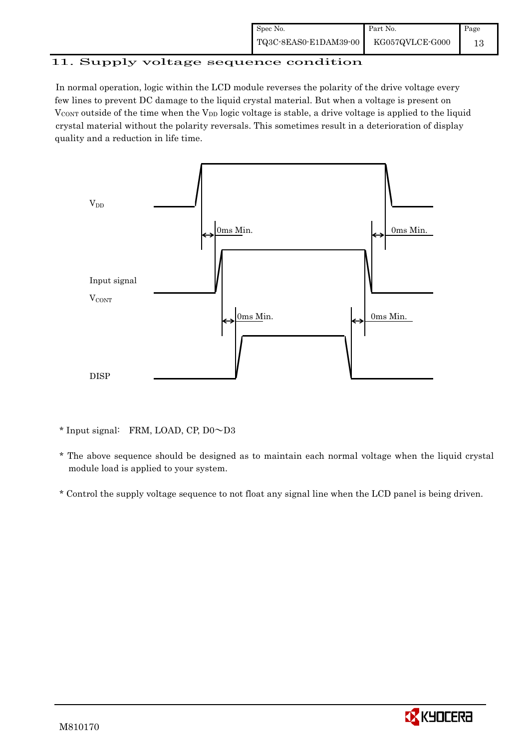## 11. Supply voltage sequence condition

In normal operation, logic within the LCD module reverses the polarity of the drive voltage every few lines to prevent DC damage to the liquid crystal material. But when a voltage is present on $V_{CONT}$ outside of the time when the $V_{DD}$ logic voltage is stable, a drive voltage is applied to the liquid crystal material without the polarity reversals. This sometimes result in a deterioration of display quality and a reduction in life time.

$V_{DD}$

0ms Min.　　　0ms Min.

Input signal

$V_{CONT}$

0ms Min.　　　0ms Min.

DISP

* Input signal:　FRM, LOAD, CP, D0～D3

* The above sequence should be designed as to maintain each normal voltage when the liquid crystal module load is applied to your system.

* Control the supply voltage sequence to not float any signal line when the LCD panel is being driven.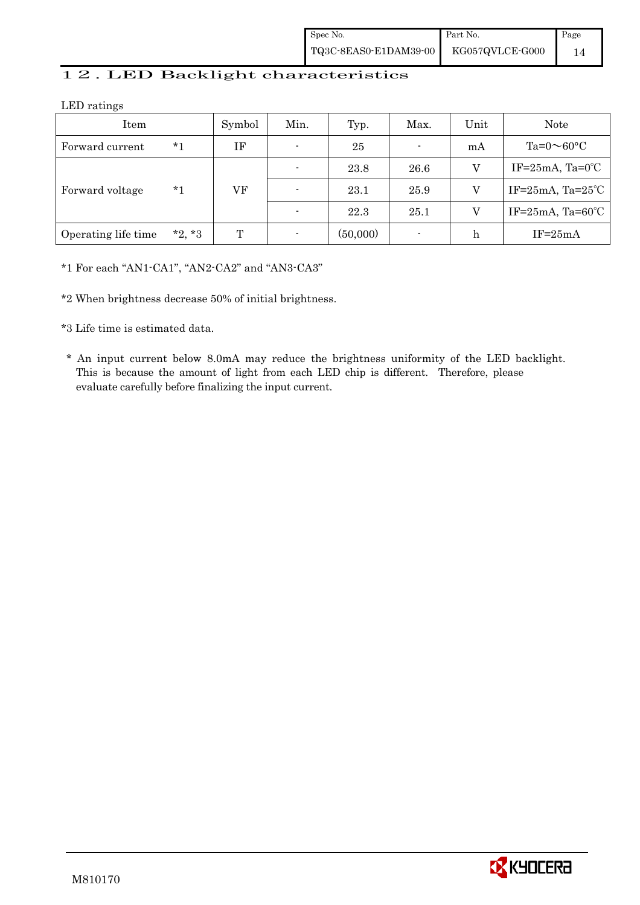## 12. LED Backlight characteristics

LED ratings

| Item | | Symbol | Min. | Typ. | Max. | Unit | Note |
|---|---|---|---|---|---|---|---|
| Forward current | *1 | IF | - | 25 | - | mA | Ta=0～60°C |
| Forward voltage | *1 | VF | - | 23.8 | 26.6 | V | IF=25mA, Ta=0℃ |
| | | | - | 23.1 | 25.9 | V | IF=25mA, Ta=25℃ |
| | | | - | 22.3 | 25.1 | V | IF=25mA, Ta=60℃ |
| Operating life time | *2, *3 | T | - | (50,000) | - | h | IF=25mA |

*1 For each "AN1-CA1", "AN2-CA2" and "AN3-CA3"

*2 When brightness decrease 50% of initial brightness.

*3 Life time is estimated data.

* An input current below 8.0mA may reduce the brightness uniformity of the LED backlight. This is because the amount of light from each LED chip is different. Therefore, please evaluate carefully before finalizing the input current.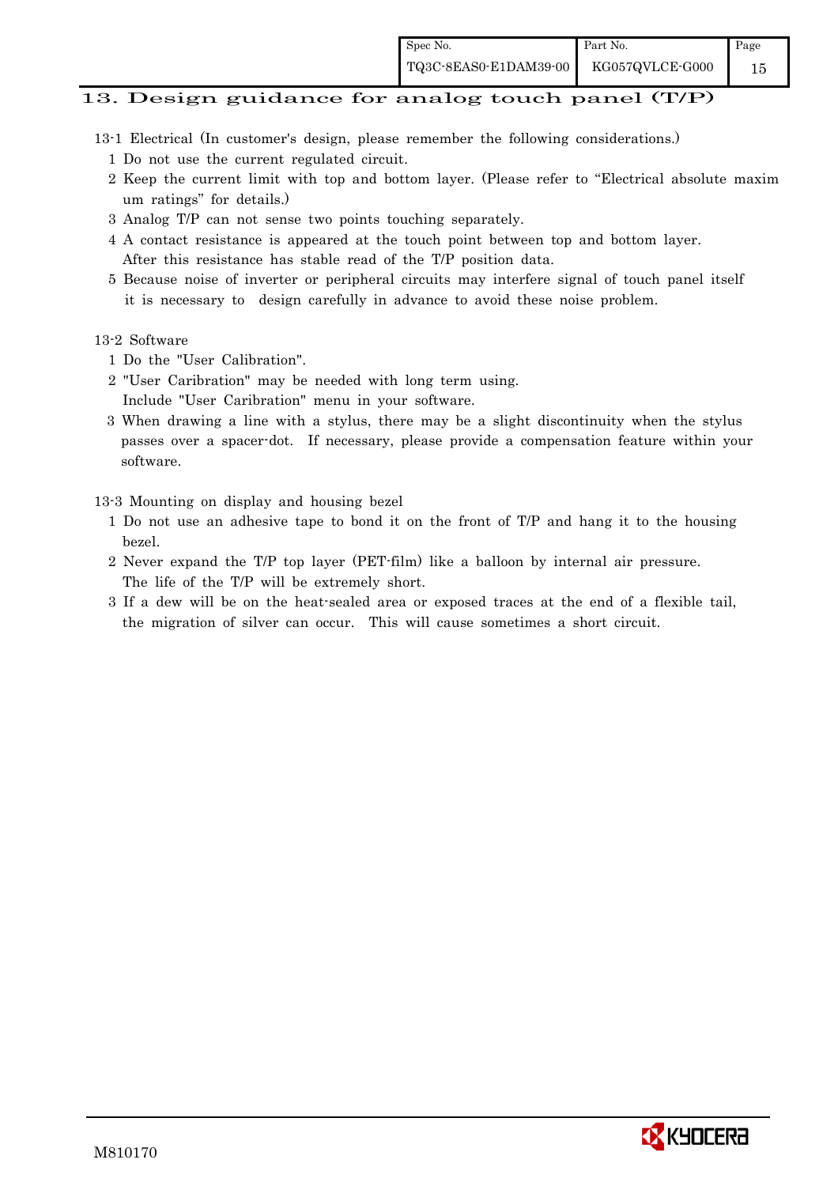## 13. Design guidance for analog touch panel (T/P)

13-1 Electrical (In customer's design, please remember the following considerations.)

1 Do not use the current regulated circuit.

2 Keep the current limit with top and bottom layer. (Please refer to "Electrical absolute maximum ratings" for details.)

3 Analog T/P can not sense two points touching separately.

4 A contact resistance is appeared at the touch point between top and bottom layer. After this resistance has stable read of the T/P position data.

5 Because noise of inverter or peripheral circuits may interfere signal of touch panel itself it is necessary to design carefully in advance to avoid these noise problem.

13-2 Software

1 Do the "User Calibration".

2 "User Caribration" may be needed with long term using. Include "User Caribration" menu in your software.

3 When drawing a line with a stylus, there may be a slight discontinuity when the stylus passes over a spacer-dot. If necessary, please provide a compensation feature within your software.

13-3 Mounting on display and housing bezel

1 Do not use an adhesive tape to bond it on the front of T/P and hang it to the housing bezel.

2 Never expand the T/P top layer (PET-film) like a balloon by internal air pressure. The life of the T/P will be extremely short.

3 If a dew will be on the heat-sealed area or exposed traces at the end of a flexible tail, the migration of silver can occur. This will cause sometimes a short circuit.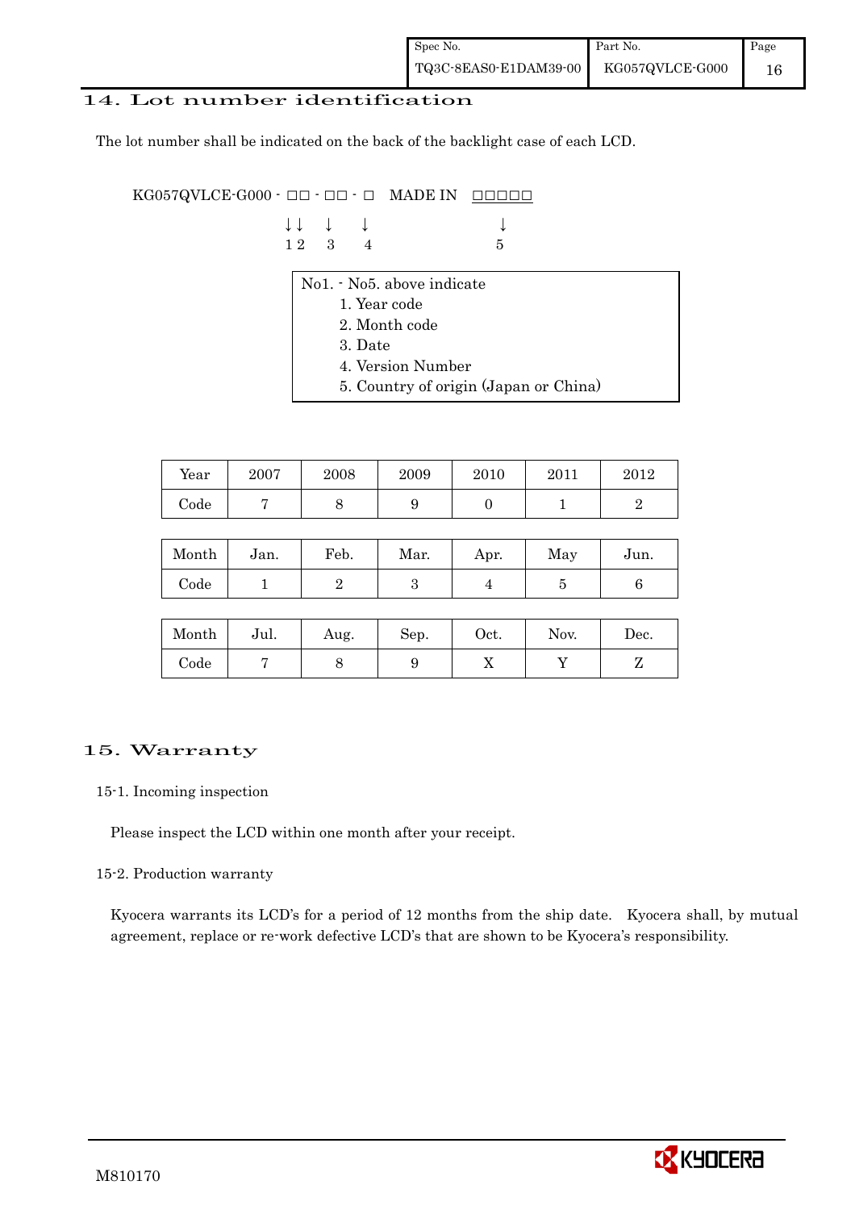## 14. Lot number identification

The lot number shall be indicated on the back of the backlight case of each LCD.

```
KG057QVLCE-G000 - □□ - □□ - □   MADE IN  □□□□□
                  ↓↓   ↓   ↓              ↓
                  1 2  3   4              5
```

No1. - No5. above indicate

1. Year code
2. Month code
3. Date
4. Version Number
5. Country of origin (Japan or China)

| Year | 2007 | 2008 | 2009 | 2010 | 2011 | 2012 |
|---|---|---|---|---|---|---|
| Code | 7 | 8 | 9 | 0 | 1 | 2 |

| Month | Jan. | Feb. | Mar. | Apr. | May | Jun. |
|---|---|---|---|---|---|---|
| Code | 1 | 2 | 3 | 4 | 5 | 6 |

| Month | Jul. | Aug. | Sep. | Oct. | Nov. | Dec. |
|---|---|---|---|---|---|---|
| Code | 7 | 8 | 9 | X | Y | Z |

## 15. Warranty

### 15-1. Incoming inspection

Please inspect the LCD within one month after your receipt.

### 15-2. Production warranty

Kyocera warrants its LCD's for a period of 12 months from the ship date. Kyocera shall, by mutual agreement, replace or re-work defective LCD's that are shown to be Kyocera's responsibility.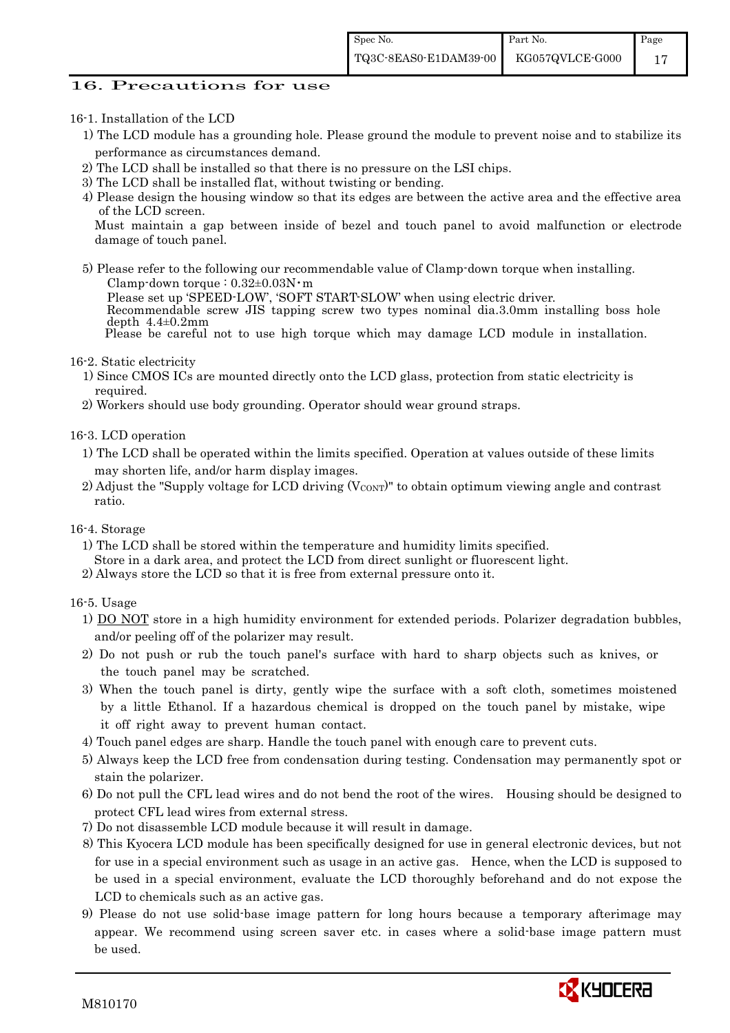## 16. Precautions for use

16-1. Installation of the LCD

1) The LCD module has a grounding hole. Please ground the module to prevent noise and to stabilize its performance as circumstances demand.
2) The LCD shall be installed so that there is no pressure on the LSI chips.
3) The LCD shall be installed flat, without twisting or bending.
4) Please design the housing window so that its edges are between the active area and the effective area of the LCD screen.
   Must maintain a gap between inside of bezel and touch panel to avoid malfunction or electrode damage of touch panel.

5) Please refer to the following our recommendable value of Clamp-down torque when installing.
   Clamp-down torque : 0.32±0.03N・m
   Please set up 'SPEED-LOW', 'SOFT START-SLOW' when using electric driver.
   Recommendable screw JIS tapping screw two types nominal dia.3.0mm installing boss hole depth 4.4±0.2mm
   Please be careful not to use high torque which may damage LCD module in installation.

16-2. Static electricity

1) Since CMOS ICs are mounted directly onto the LCD glass, protection from static electricity is required.
2) Workers should use body grounding. Operator should wear ground straps.

16-3. LCD operation

1) The LCD shall be operated within the limits specified. Operation at values outside of these limits may shorten life, and/or harm display images.
2) Adjust the "Supply voltage for LCD driving ($V_{CONT}$)" to obtain optimum viewing angle and contrast ratio.

16-4. Storage

1) The LCD shall be stored within the temperature and humidity limits specified.
   Store in a dark area, and protect the LCD from direct sunlight or fluorescent light.
2) Always store the LCD so that it is free from external pressure onto it.

16-5. Usage

1) DO NOT store in a high humidity environment for extended periods. Polarizer degradation bubbles, and/or peeling off of the polarizer may result.
2) Do not push or rub the touch panel's surface with hard to sharp objects such as knives, or the touch panel may be scratched.
3) When the touch panel is dirty, gently wipe the surface with a soft cloth, sometimes moistened by a little Ethanol. If a hazardous chemical is dropped on the touch panel by mistake, wipe it off right away to prevent human contact.
4) Touch panel edges are sharp. Handle the touch panel with enough care to prevent cuts.
5) Always keep the LCD free from condensation during testing. Condensation may permanently spot or stain the polarizer.
6) Do not pull the CFL lead wires and do not bend the root of the wires. Housing should be designed to protect CFL lead wires from external stress.
7) Do not disassemble LCD module because it will result in damage.
8) This Kyocera LCD module has been specifically designed for use in general electronic devices, but not for use in a special environment such as usage in an active gas. Hence, when the LCD is supposed to be used in a special environment, evaluate the LCD thoroughly beforehand and do not expose the LCD to chemicals such as an active gas.
9) Please do not use solid-base image pattern for long hours because a temporary afterimage may appear. We recommend using screen saver etc. in cases where a solid-base image pattern must be used.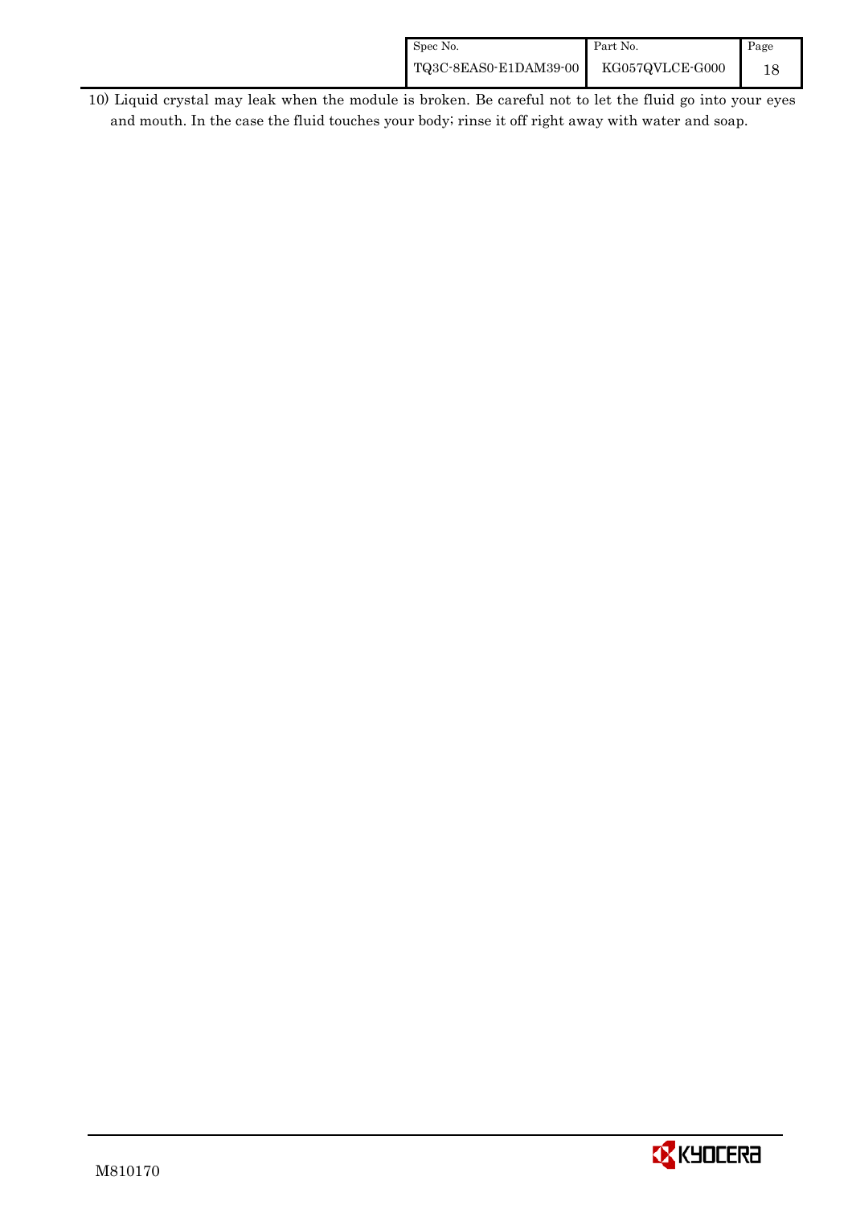10) Liquid crystal may leak when the module is broken. Be careful not to let the fluid go into your eyes and mouth. In the case the fluid touches your body; rinse it off right away with water and soap.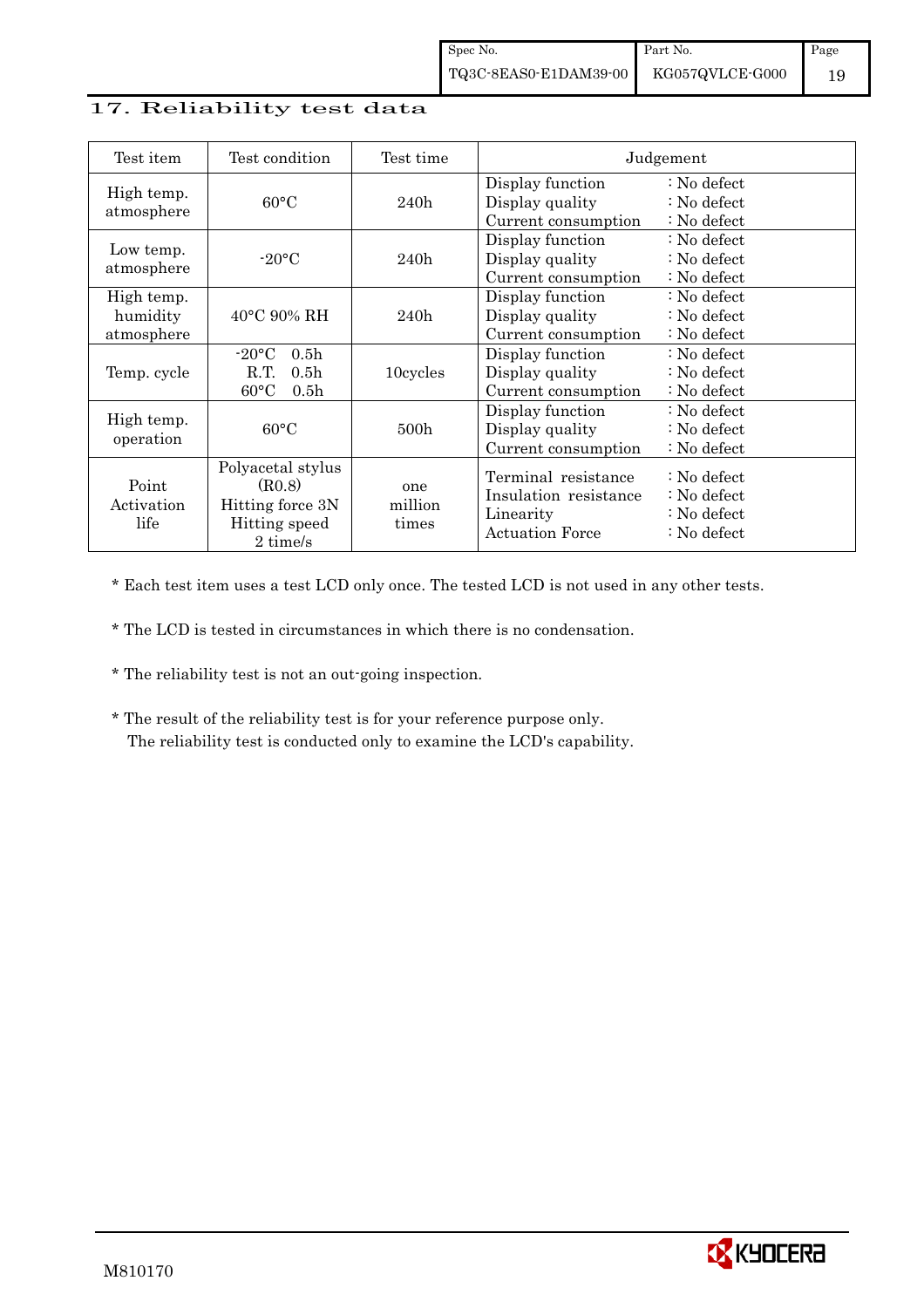## 17. Reliability test data

| Test item | Test condition | Test time | Judgement | |
|---|---|---|---|---|
| High temp. atmosphere | 60°C | 240h | Display function<br>Display quality<br>Current consumption | : No defect<br>: No defect<br>: No defect |
| Low temp. atmosphere | -20°C | 240h | Display function<br>Display quality<br>Current consumption | : No defect<br>: No defect<br>: No defect |
| High temp. humidity atmosphere | 40°C 90% RH | 240h | Display function<br>Display quality<br>Current consumption | : No defect<br>: No defect<br>: No defect |
| Temp. cycle | -20°C 0.5h<br>R.T. 0.5h<br>60°C 0.5h | 10cycles | Display function<br>Display quality<br>Current consumption | : No defect<br>: No defect<br>: No defect |
| High temp. operation | 60°C | 500h | Display function<br>Display quality<br>Current consumption | : No defect<br>: No defect<br>: No defect |
| Point Activation life | Polyacetal stylus (R0.8)<br>Hitting force 3N<br>Hitting speed 2 time/s | one million times | Terminal resistance<br>Insulation resistance<br>Linearity<br>Actuation Force | : No defect<br>: No defect<br>: No defect<br>: No defect |

* Each test item uses a test LCD only once. The tested LCD is not used in any other tests.

* The LCD is tested in circumstances in which there is no condensation.

* The reliability test is not an out-going inspection.

* The result of the reliability test is for your reference purpose only.
  The reliability test is conducted only to examine the LCD's capability.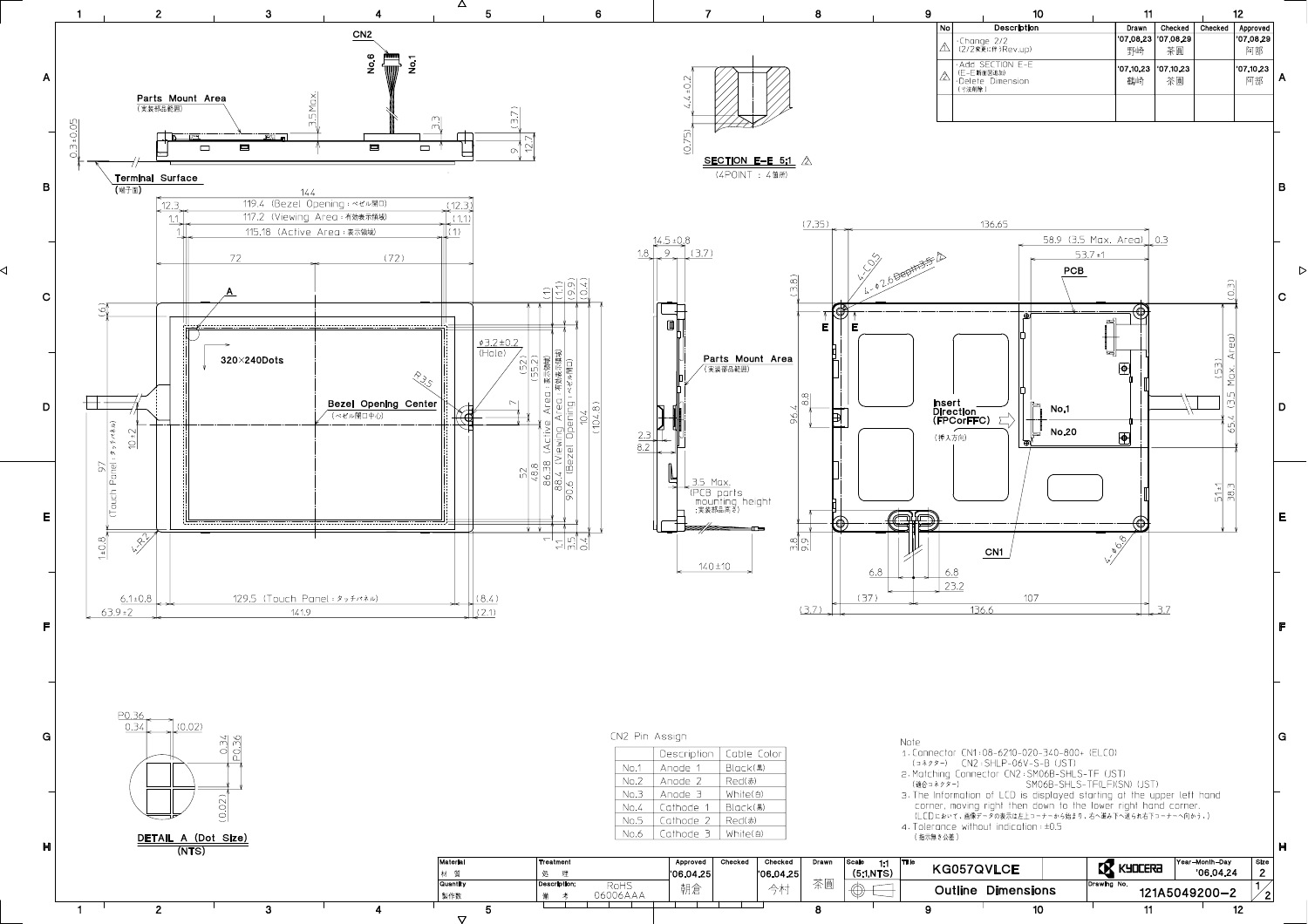| No | Description | Drawn | Checked | Checked | Approved |
|---|---|---|---|---|---|
| 1 | ·Change 2/2 (2/2変更に付きRev.up) | '07,08,23 野崎 | '07,08,29 茶圓 | | '07,08,29 阿部 |
| 2 | ·Add SECTION E-E (E-E断面図追加) ·Delete Dimension (寸法削除) | '07,10,23 鶴崎 | '07,10,23 茶圓 | | '07,10,23 阿部 |

CN2

Parts Mount Area (実装部品範囲)

Terminal Surface (端子面)

SECTION E-E 5:1 (4POINT : 4箇所)

320×240Dots

Bezel Opening Center (ベゼル開口中心)

Parts Mount Area (実装部品範囲)

3.5 Max. (PCB parts mounting height (実装部品高さ))

Insert Direction (FPCorFFC) (挿入方向)

PCB

CN1

119.4 (Bezel Opening : ベゼル開口)

117.2 (Viewing Area : 有効表示領域)

115.18 (Active Area : 表示領域)

129.5 (Touch Panel : タッチパネル)

58.9 (3.5 Max. Area)

4-φ2.6 Depth3.5

4-C0.5

4-φ6.6

φ3.2±0.2 (Hole)

DETAIL A (Dot Size) (NTS)

P0.36, 0.34, (0.02)

CN2 Pin Assign

| | Description | Cable Color |
|---|---|---|
| No.1 | Anode 1 | Black(黒) |
| No.2 | Anode 2 | Red(赤) |
| No.3 | Anode 3 | White(白) |
| No.4 | Cathode 1 | Black(黒) |
| No.5 | Cathode 2 | Red(赤) |
| No.6 | Cathode 3 | White(白) |

Note

1. Connector CN1:08-6210-020-340-800+ (ELCO)
   (コネクター) CN2:SHLP-06V-S-B (JST)
2. Matching Connector CN2:SM06B-SHLS-TF (JST)
   (適合コネクター) SM06B-SHLS-TF(LF)(SN) (JST)
3. The Information of LCD is displayed starting at the upper left hand corner, moving right then down to the lower right hand corner.
   (LCDにおいて、画像データの表示は左上コーナーから始まり、右へ進み下へ送られ右下コーナーへ向かう。)
4. Tolerance without indication : ±0.5
   (指示無き公差)

| Material 材質 | Treatment 処理 | Approved | Checked | Checked | Drawn | Scale 1:1 (5:1,NTS) | Title KG057QVLCE | KYOCERA | Year-Month-Day '06,04,24 | Size 2 |
|---|---|---|---|---|---|---|---|---|---|---|
| Quantity 製作数 | Description; 備考 RoHS 06006AAA | '06,04,25 朝倉 | | '06,04,25 今村 | 茶圓 | | Outline Dimensions | Drawing No. 121A5049200-2 | | 1/2 |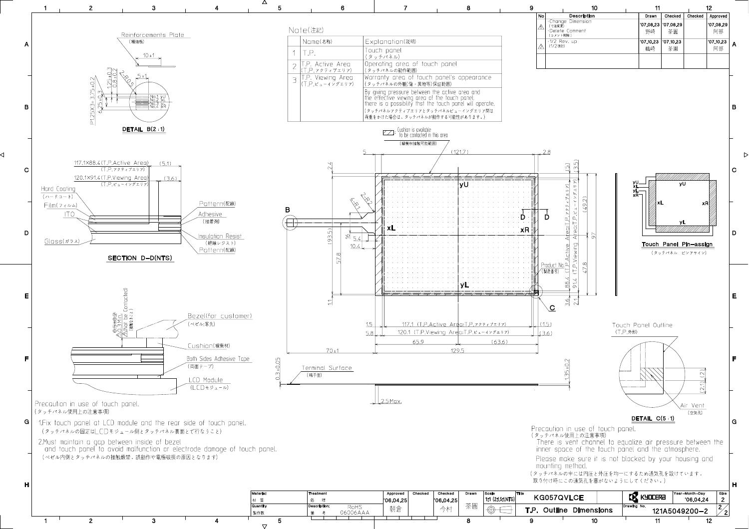| No | Description | Drawn | Checked | Checked | Approved |
|---|---|---|---|---|---|
| 1 | ·Change Dimension (寸法変更) ·Delete Comment (コメント削除) | '07,08,23 野崎 | '07,08,29 茶園 | | '07,08,29 阿部 |
| 2 | ·1/2 Rev. up (1/2改訂) | '07,10,23 鶴崎 | '07,10,23 茶園 | | '07,10,23 阿部 |

## Note(注記)

| | Name(名称) | Explanation(説明) |
|---|---|---|
| 1 | T.P. | Touch panel (タッチパネル) |
| 2 | T.P. Active Area (T.P.アクティブエリア) | Operating area of touch panel (タッチパネルの動作範囲) |
| 3 | T.P. Viewing Area (T.P.ビューイングエリア) | Warranty area of touch panel's appearance (タッチパネルの外観(傷・異物等)保証範囲) |
| | | By giving pressure between the active area and the effective viewing area of the touch panel, there is a possibility that the touch panel will operate. (タッチパネルアクティブエリアとタッチパネルビューイングエリア間は荷重をかけた場合は、タッチパネルが動作する可能性があります。) |

Cushion is available to be contacted in this area (緩衝材接触可能範囲)

Reinforcements Plate (補強板)

DETAIL B(2:1)

No.1 YU, No.2 XL, No.3 YL, No.4 XR

117.1×88.4 (T.P.Active Area) (T.P.アクティブエリア)

120.1×91.4 (T.P.Viewing Area) (T.P.ビューイングエリア)

Hard Coating (ハードコート), Film(フィルム), ITO, Glass(ガラス), Pattern(配線), Adhesive (接着剤), Insulation Resist (絶縁レジスト)

SECTION D-D(NTS)

Bezel(for customer) (ベゼル:客先), Cushion(緩衝材), Both Sides Adhesive Tape (両面テープ), LCD Module (LCDモジュール)

Wall No Contacted (接触なきこと)

Terminal Surface (端子面)

Product No. (製造番号)

## Touch Panel Pin-assign

(タッチパネル ピンアサイン)

Touch Panel Outline (T.P.外形)

Air Vent (空気孔)

DETAIL C(5:1)

## Precaution in use of touch panel.

(タッチパネル使用上の注意事項)

1. Fix touch panel at LCD module and the rear side of touch panel. (タッチパネルの固定はLCDモジュール側とタッチパネル裏面とで行なうこと)
2. Must maintain a gap between inside of bezel and touch panel to avoid malfunction or electrode damage of touch panel. (ベゼル内側とタッチパネルの接触厳禁。誤動作や電極破損の原因となります)

## Precaution in use of touch panel.

(タッチパネル使用上の注意事項)

There is vent channel to equalize air pressure between the inner space of the touch panel and the atmosphere.

Please make sure it is not blocked by your housing and mounting method.

(タッチパネルの中には内圧と外圧を均一にするため通気孔を設けています。取り付け時にこの通気孔を塞がないようにしてください。)

| Material 材質 | Treatment 処理 | Approved | Checked | Checked | Drawn | Scale | Title | | Year-Month-Day | Size |
|---|---|---|---|---|---|---|---|---|---|---|
| Quantity 製作数 | Description; 備考 RoHS 06006AAA | '06,04,25 朝倉 | | '06,04,25 今村 | 茶園 | 1:1 (2:1,5:1,NTS) | KG057QVLCE T.P. Outline Dimensions | KYOCERA Drawing No. 121A5049200-2 | '06,04,24 | 2 (2/2) |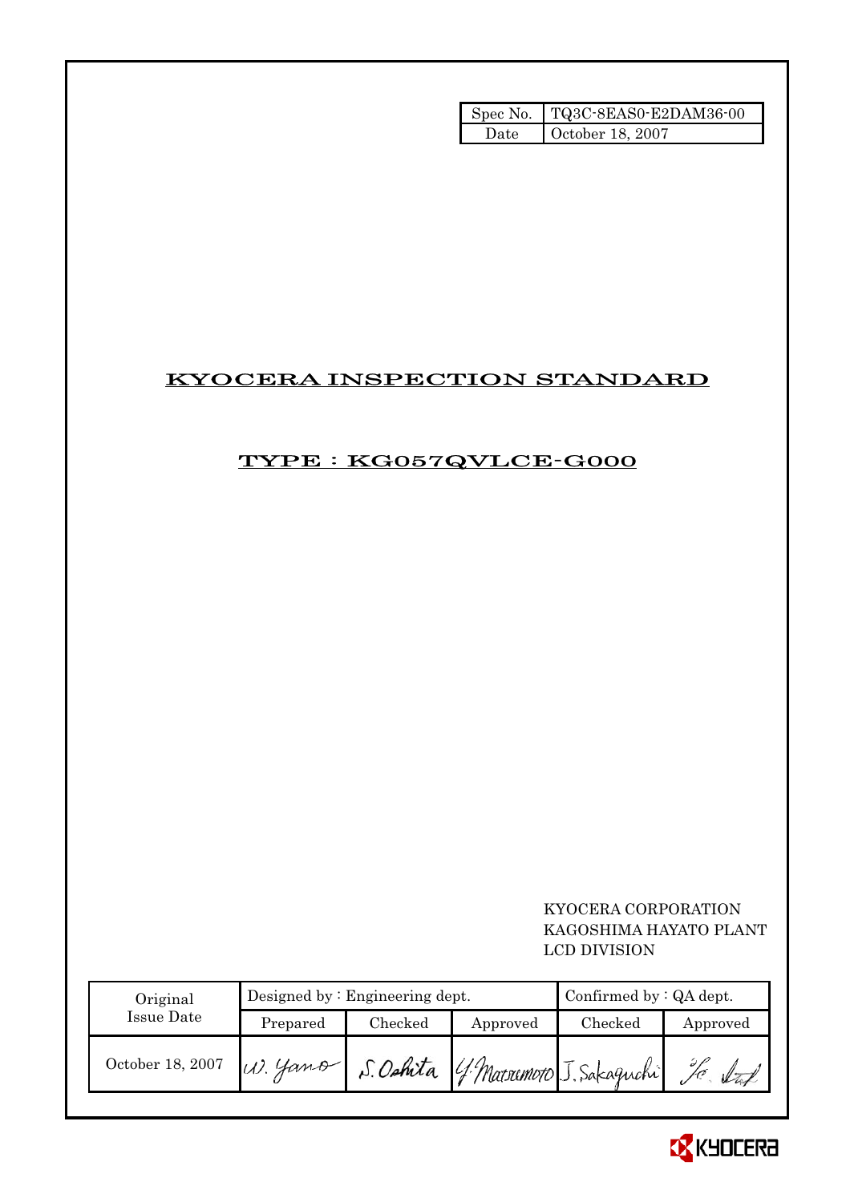| Spec No. | TQ3C-8EAS0-E2DAM36-00 |
| --- | --- |
| Date | October 18, 2007 |

# KYOCERA INSPECTION STANDARD

## TYPE : KG057QVLCE-G000

KYOCERA CORPORATION
KAGOSHIMA HAYATO PLANT
LCD DIVISION

| Original Issue Date | Designed by : Engineering dept. | | | Confirmed by : QA dept. | |
| --- | --- | --- | --- | --- | --- |
| | Prepared | Checked | Approved | Checked | Approved |
| October 18, 2007 | W. Yano | S. Oshita | Y. Matsumoto | J. Sakaguchi | |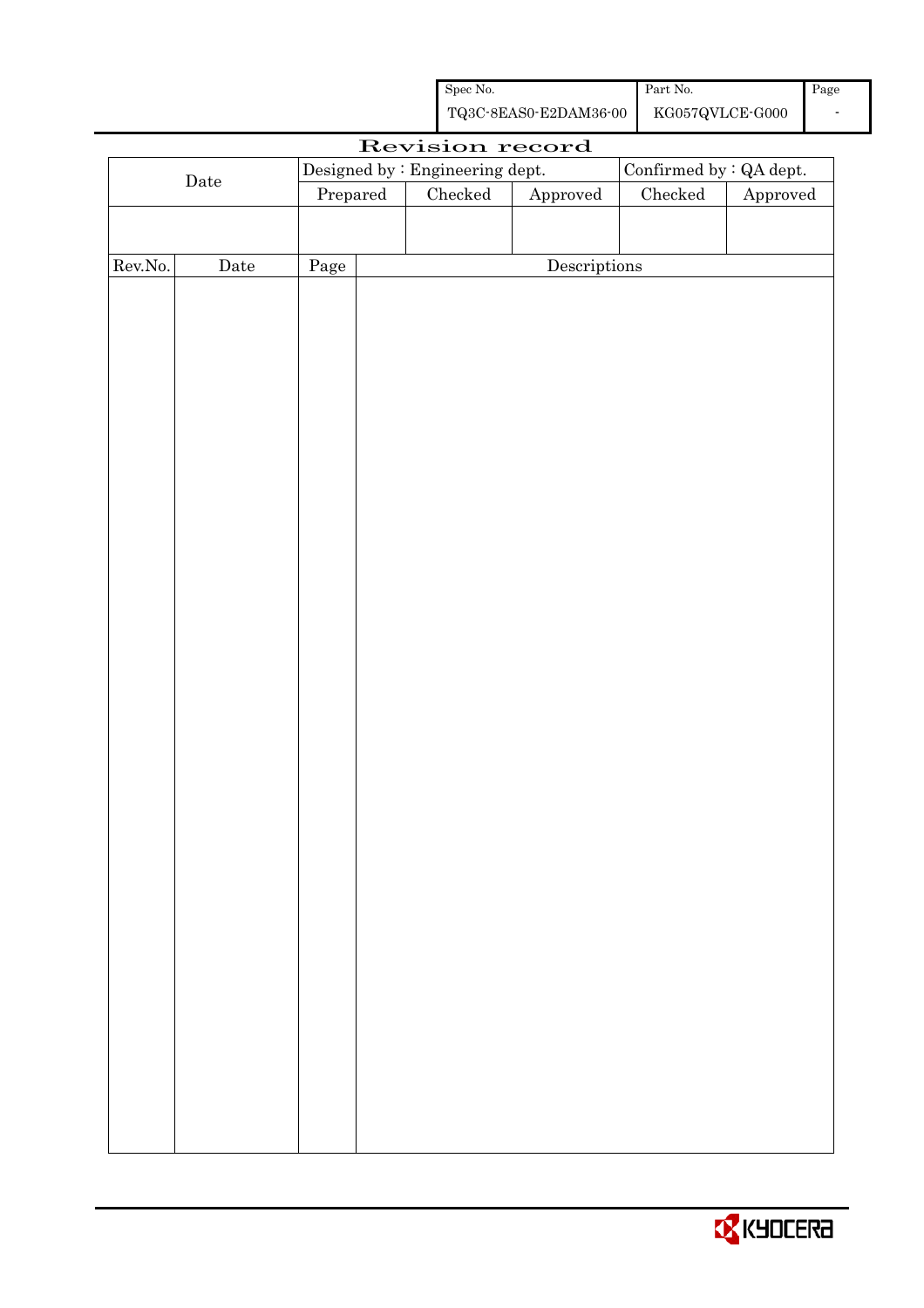| Spec No. | Part No. | Page |
|---|---|---|
| TQ3C-8EAS0-E2DAM36-00 | KG057QVLCE-G000 | - |

# Revision record

| Date | Designed by : Engineering dept. | | | Confirmed by : QA dept. | |
|---|---|---|---|---|---|
| | Prepared | Checked | Approved | Checked | Approved |
| | | | | | |

| Rev.No. | Date | Page | Descriptions |
|---|---|---|---|
| | | | |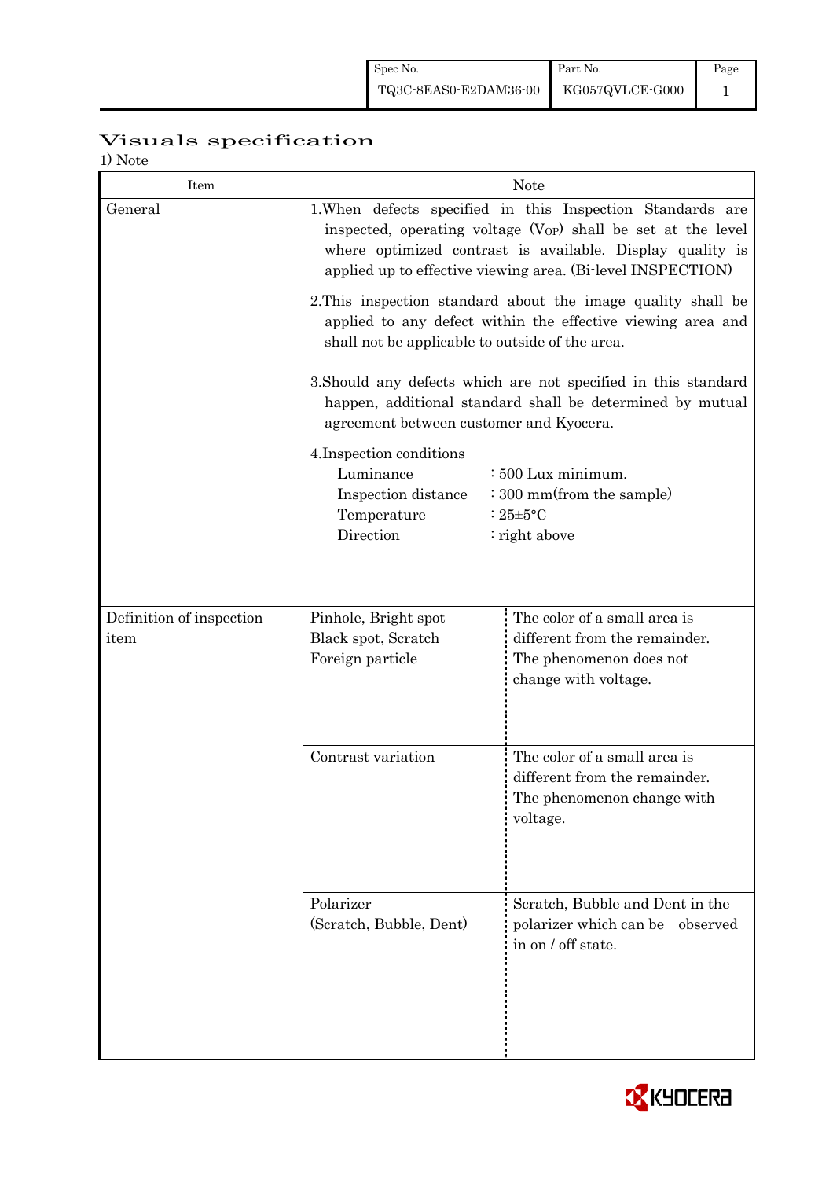# Visuals specification

1) Note

| Item | Note | |
|---|---|---|
| General | 1.When defects specified in this Inspection Standards are inspected, operating voltage ($V_{OP}$) shall be set at the level where optimized contrast is available. Display quality is applied up to effective viewing area. (Bi-level INSPECTION)<br><br>2.This inspection standard about the image quality shall be applied to any defect within the effective viewing area and shall not be applicable to outside of the area.<br><br>3.Should any defects which are not specified in this standard happen, additional standard shall be determined by mutual agreement between customer and Kyocera.<br><br>4.Inspection conditions<br>Luminance : 500 Lux minimum.<br>Inspection distance : 300 mm(from the sample)<br>Temperature : 25±5°C<br>Direction : right above | |
| Definition of inspection item | Pinhole, Bright spot<br>Black spot, Scratch<br>Foreign particle | The color of a small area is different from the remainder. The phenomenon does not change with voltage. |
| | Contrast variation | The color of a small area is different from the remainder. The phenomenon change with voltage. |
| | Polarizer<br>(Scratch, Bubble, Dent) | Scratch, Bubble and Dent in the polarizer which can be observed in on / off state. |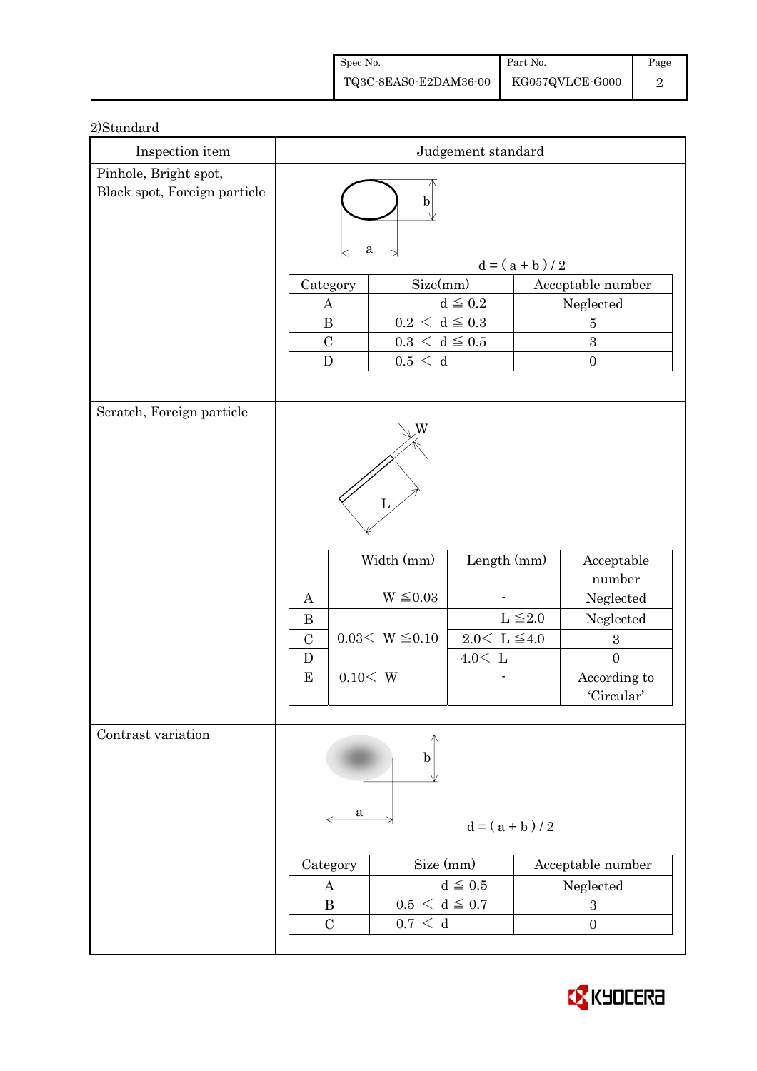2)Standard

| Inspection item | Judgement standard |
|---|---|
| Pinhole, Bright spot, Black spot, Foreign particle | $d = (a + b) / 2$ |

| Category | Size(mm) | Acceptable number |
|---|---|---|
| A | $d \leqq 0.2$ | Neglected |
| B | $0.2 < d \leqq 0.3$ | 5 |
| C | $0.3 < d \leqq 0.5$ | 3 |
| D | $0.5 < d$ | 0 |

**Scratch, Foreign particle**

| | Width (mm) | Length (mm) | Acceptable number |
|---|---|---|---|
| A | $W \leqq 0.03$ | - | Neglected |
| B | $0.03 < W \leqq 0.10$ | $L \leqq 2.0$ | Neglected |
| C | | $2.0 < L \leqq 4.0$ | 3 |
| D | | $4.0 < L$ | 0 |
| E | $0.10 < W$ | - | According to 'Circular' |

**Contrast variation**

$d = (a + b) / 2$

| Category | Size (mm) | Acceptable number |
|---|---|---|
| A | $d \leqq 0.5$ | Neglected |
| B | $0.5 < d \leqq 0.7$ | 3 |
| C | $0.7 < d$ | 0 |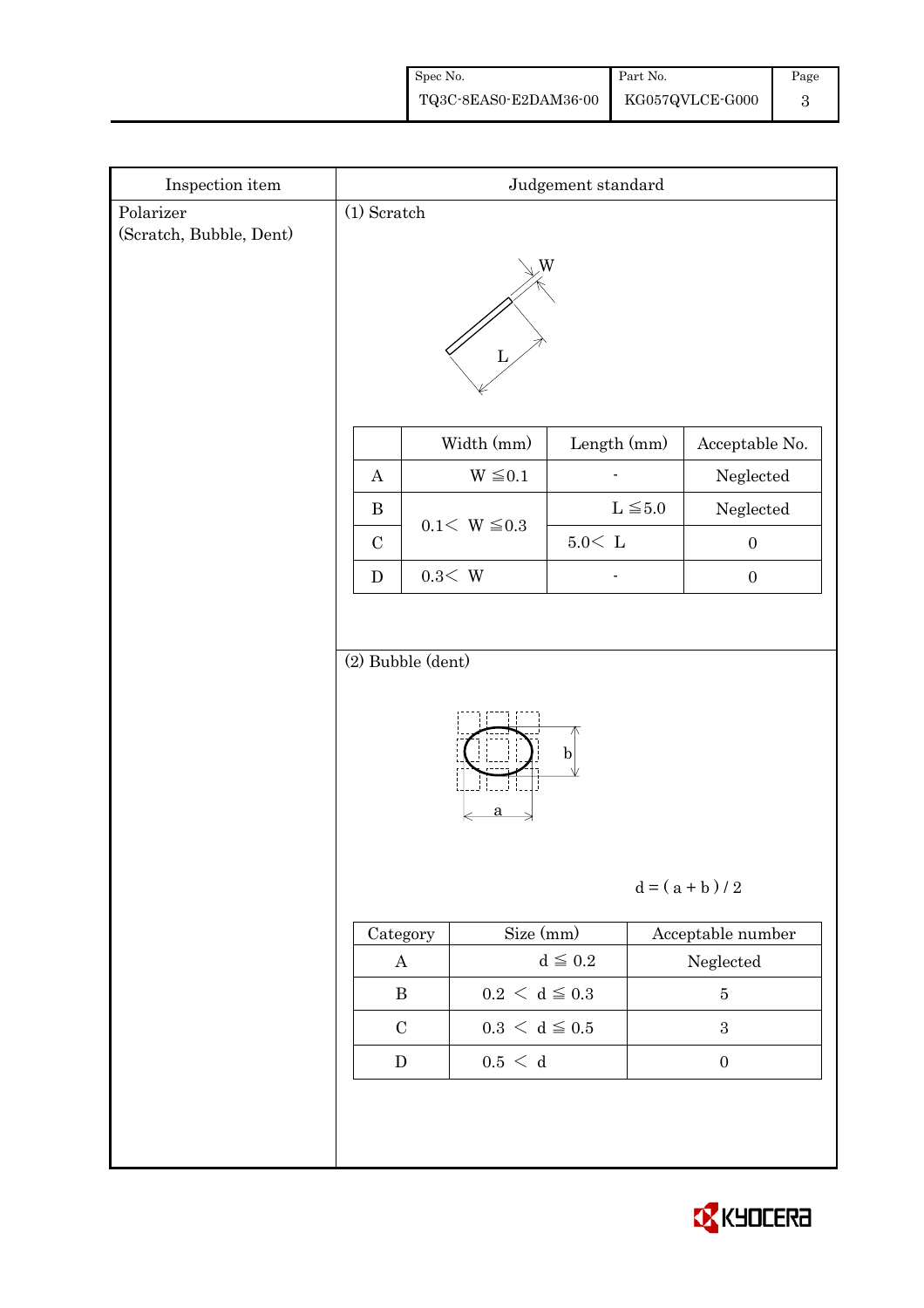| Inspection item | Judgement standard |
| --- | --- |
| Polarizer (Scratch, Bubble, Dent) | (1) Scratch |

W

L

| | Width (mm) | Length (mm) | Acceptable No. |
| --- | --- | --- | --- |
| A | $W \leqq 0.1$ | - | Neglected |
| B | $0.1 < W \leqq 0.3$ | $L \leqq 5.0$ | Neglected |
| C | | $5.0 < L$ | 0 |
| D | $0.3 < W$ | - | 0 |

(2) Bubble (dent)

b

a

$d = ( a + b ) / 2$

| Category | Size (mm) | Acceptable number |
| --- | --- | --- |
| A | $d \leqq 0.2$ | Neglected |
| B | $0.2 < d \leqq 0.3$ | 5 |
| C | $0.3 < d \leqq 0.5$ | 3 |
| D | $0.5 < d$ | 0 |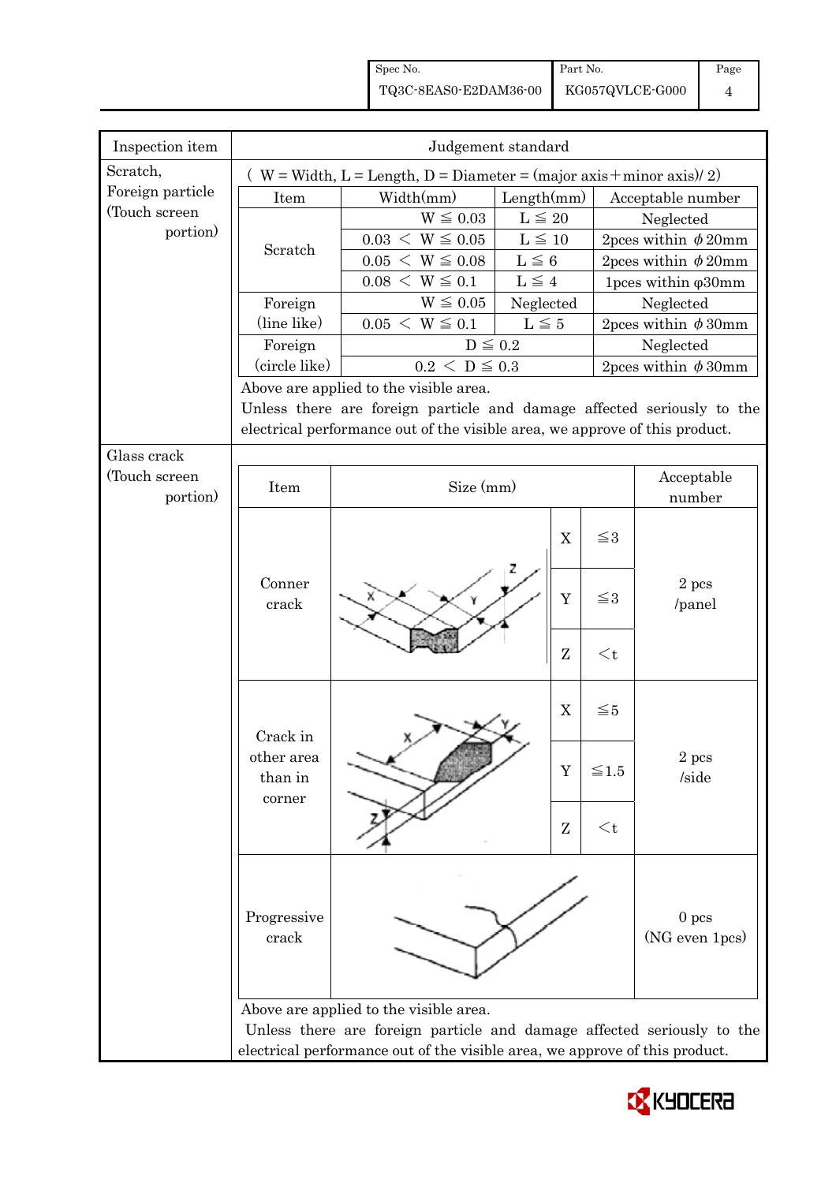| Inspection item | Judgement standard | | | |
|---|---|---|---|---|
| Scratch, Foreign particle (Touch screen portion) | ( W = Width, L = Length, D = Diameter = (major axis + minor axis)/ 2) | | | |
| | Item | Width(mm) | Length(mm) | Acceptable number |
| | Scratch | W ≦ 0.03 | L ≦ 20 | Neglected |
| | | 0.03 < W ≦ 0.05 | L ≦ 10 | 2pces within ϕ 20mm |
| | | 0.05 < W ≦ 0.08 | L ≦ 6 | 2pces within ϕ 20mm |
| | | 0.08 < W ≦ 0.1 | L ≦ 4 | 1pces within φ30mm |
| | Foreign (line like) | W ≦ 0.05 | Neglected | Neglected |
| | | 0.05 < W ≦ 0.1 | L ≦ 5 | 2pces within ϕ 30mm |
| | Foreign (circle like) | D ≦ 0.2 | | Neglected |
| | | 0.2 < D ≦ 0.3 | | 2pces within ϕ 30mm |

Above are applied to the visible area.
Unless there are foreign particle and damage affected seriously to the electrical performance out of the visible area, we approve of this product.

**Glass crack (Touch screen portion)**

| Item | Size (mm) | | Acceptable number |
|---|---|---|---|
| Conner crack | X | ≦3 | 2 pcs /panel |
| | Y | ≦3 | |
| | Z | <t | |
| Crack in other area than in corner | X | ≦5 | 2 pcs /side |
| | Y | ≦1.5 | |
| | Z | <t | |
| Progressive crack | | | 0 pcs (NG even 1pcs) |

Above are applied to the visible area.
Unless there are foreign particle and damage affected seriously to the electrical performance out of the visible area, we approve of this product.